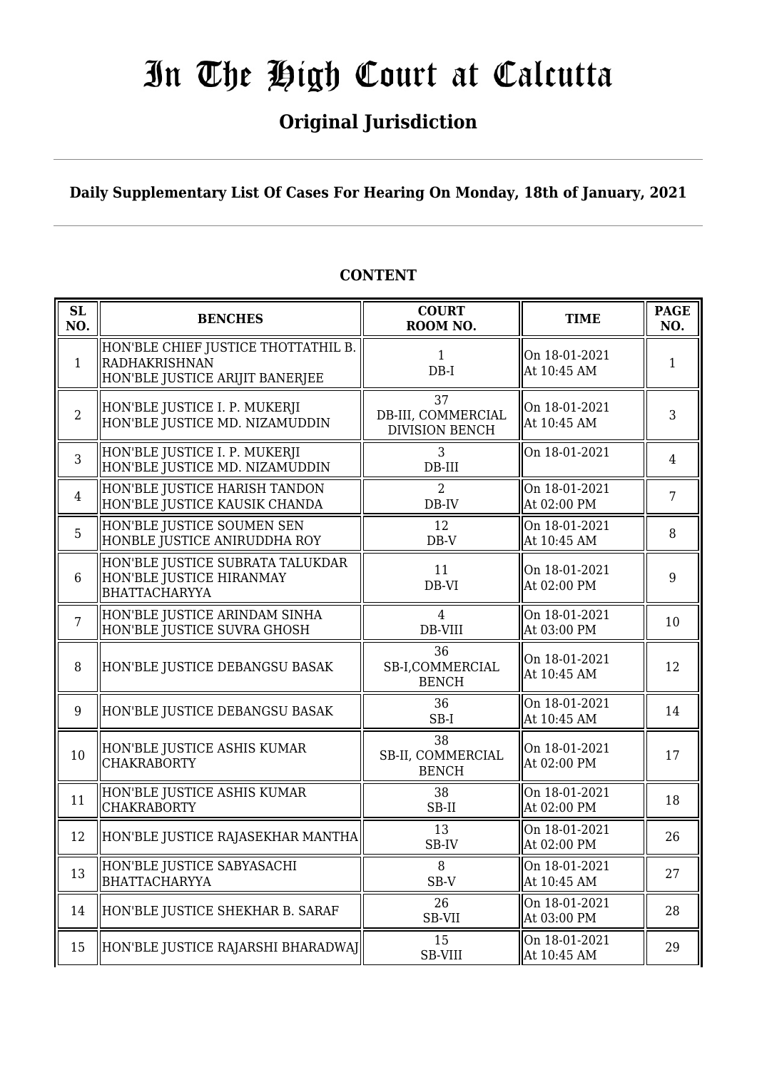# In The High Court at Calcutta

## Original Jurisdiction

**Daily Supplementary List Of Cases For Hearing On Monday, 18th of January, 2021**

### CONTENT

| SL NO. | BENCHES | COURT ROOM NO. | TIME | PAGE NO. |
|---|---|---|---|---|
| 1 | HON'BLE CHIEF JUSTICE THOTTATHIL B. RADHAKRISHNAN<br>HON'BLE JUSTICE ARIJIT BANERJEE | 1<br>DB-I | On 18-01-2021<br>At 10:45 AM | 1 |
| 2 | HON'BLE JUSTICE I. P. MUKERJI<br>HON'BLE JUSTICE MD. NIZAMUDDIN | 37<br>DB-III, COMMERCIAL DIVISION BENCH | On 18-01-2021<br>At 10:45 AM | 3 |
| 3 | HON'BLE JUSTICE I. P. MUKERJI<br>HON'BLE JUSTICE MD. NIZAMUDDIN | 3<br>DB-III | On 18-01-2021 | 4 |
| 4 | HON'BLE JUSTICE HARISH TANDON<br>HON'BLE JUSTICE KAUSIK CHANDA | 2<br>DB-IV | On 18-01-2021<br>At 02:00 PM | 7 |
| 5 | HON'BLE JUSTICE SOUMEN SEN<br>HONBLE JUSTICE ANIRUDDHA ROY | 12<br>DB-V | On 18-01-2021<br>At 10:45 AM | 8 |
| 6 | HON'BLE JUSTICE SUBRATA TALUKDAR<br>HON'BLE JUSTICE HIRANMAY BHATTACHARYYA | 11<br>DB-VI | On 18-01-2021<br>At 02:00 PM | 9 |
| 7 | HON'BLE JUSTICE ARINDAM SINHA<br>HON'BLE JUSTICE SUVRA GHOSH | 4<br>DB-VIII | On 18-01-2021<br>At 03:00 PM | 10 |
| 8 | HON'BLE JUSTICE DEBANGSU BASAK | 36<br>SB-I,COMMERCIAL BENCH | On 18-01-2021<br>At 10:45 AM | 12 |
| 9 | HON'BLE JUSTICE DEBANGSU BASAK | 36<br>SB-I | On 18-01-2021<br>At 10:45 AM | 14 |
| 10 | HON'BLE JUSTICE ASHIS KUMAR CHAKRABORTY | 38<br>SB-II, COMMERCIAL BENCH | On 18-01-2021<br>At 02:00 PM | 17 |
| 11 | HON'BLE JUSTICE ASHIS KUMAR CHAKRABORTY | 38<br>SB-II | On 18-01-2021<br>At 02:00 PM | 18 |
| 12 | HON'BLE JUSTICE RAJASEKHAR MANTHA | 13<br>SB-IV | On 18-01-2021<br>At 02:00 PM | 26 |
| 13 | HON'BLE JUSTICE SABYASACHI BHATTACHARYYA | 8<br>SB-V | On 18-01-2021<br>At 10:45 AM | 27 |
| 14 | HON'BLE JUSTICE SHEKHAR B. SARAF | 26<br>SB-VII | On 18-01-2021<br>At 03:00 PM | 28 |
| 15 | HON'BLE JUSTICE RAJARSHI BHARADWAJ | 15<br>SB-VIII | On 18-01-2021<br>At 10:45 AM | 29 |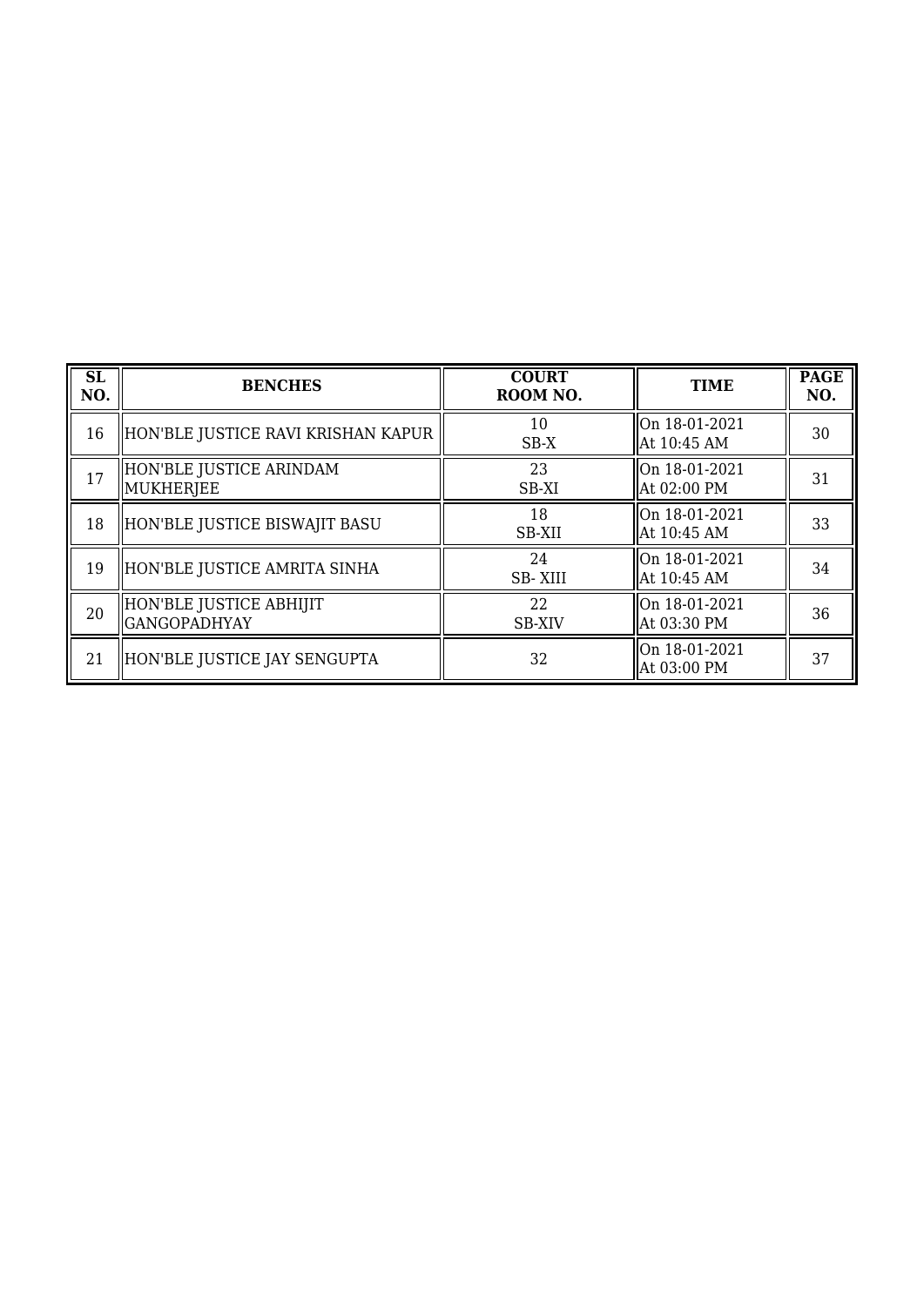| SL NO. | BENCHES | COURT ROOM NO. | TIME | PAGE NO. |
|---|---|---|---|---|
| 16 | HON'BLE JUSTICE RAVI KRISHAN KAPUR | 10 SB-X | On 18-01-2021 At 10:45 AM | 30 |
| 17 | HON'BLE JUSTICE ARINDAM MUKHERJEE | 23 SB-XI | On 18-01-2021 At 02:00 PM | 31 |
| 18 | HON'BLE JUSTICE BISWAJIT BASU | 18 SB-XII | On 18-01-2021 At 10:45 AM | 33 |
| 19 | HON'BLE JUSTICE AMRITA SINHA | 24 SB- XIII | On 18-01-2021 At 10:45 AM | 34 |
| 20 | HON'BLE JUSTICE ABHIJIT GANGOPADHYAY | 22 SB-XIV | On 18-01-2021 At 03:30 PM | 36 |
| 21 | HON'BLE JUSTICE JAY SENGUPTA | 32 | On 18-01-2021 At 03:00 PM | 37 |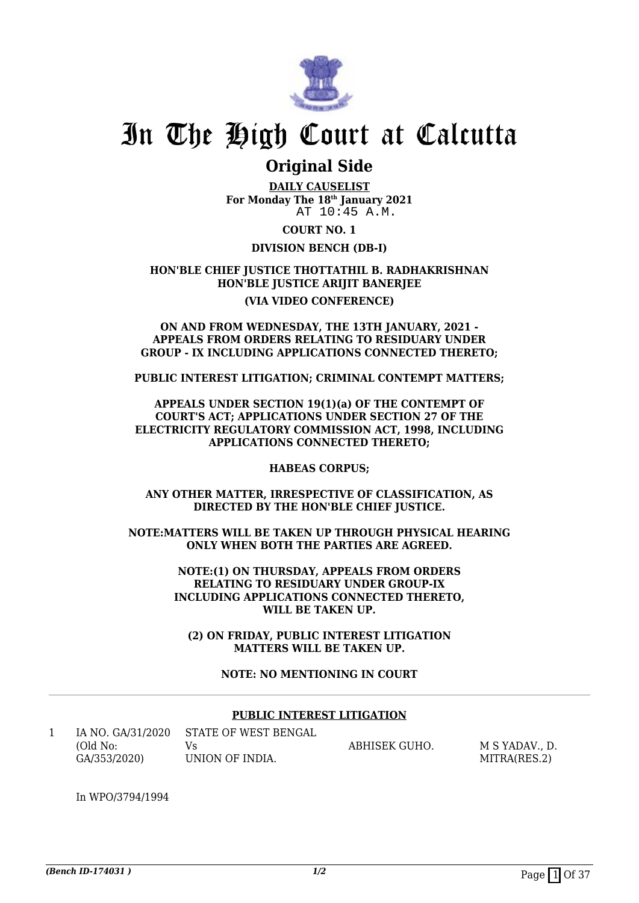# In The High Court at Calcutta

## Original Side

**DAILY CAUSELIST**
**For Monday The 18th January 2021**
AT 10:45 A.M.

**COURT NO. 1**

**DIVISION BENCH (DB-I)**

**HON'BLE CHIEF JUSTICE THOTTATHIL B. RADHAKRISHNAN**
**HON'BLE JUSTICE ARIJIT BANERJEE**

**(VIA VIDEO CONFERENCE)**

**ON AND FROM WEDNESDAY, THE 13TH JANUARY, 2021 - APPEALS FROM ORDERS RELATING TO RESIDUARY UNDER GROUP - IX INCLUDING APPLICATIONS CONNECTED THERETO;**

**PUBLIC INTEREST LITIGATION; CRIMINAL CONTEMPT MATTERS;**

**APPEALS UNDER SECTION 19(1)(a) OF THE CONTEMPT OF COURT'S ACT; APPLICATIONS UNDER SECTION 27 OF THE ELECTRICITY REGULATORY COMMISSION ACT, 1998, INCLUDING APPLICATIONS CONNECTED THERETO;**

**HABEAS CORPUS;**

**ANY OTHER MATTER, IRRESPECTIVE OF CLASSIFICATION, AS DIRECTED BY THE HON'BLE CHIEF JUSTICE.**

**NOTE:MATTERS WILL BE TAKEN UP THROUGH PHYSICAL HEARING ONLY WHEN BOTH THE PARTIES ARE AGREED.**

**NOTE:(1) ON THURSDAY, APPEALS FROM ORDERS RELATING TO RESIDUARY UNDER GROUP-IX INCLUDING APPLICATIONS CONNECTED THERETO, WILL BE TAKEN UP.**

**(2) ON FRIDAY, PUBLIC INTEREST LITIGATION MATTERS WILL BE TAKEN UP.**

**NOTE: NO MENTIONING IN COURT**

---

**PUBLIC INTEREST LITIGATION**

| | | | | |
|---|---|---|---|---|
| 1 | IA NO. GA/31/2020 (Old No: GA/353/2020) | STATE OF WEST BENGAL Vs UNION OF INDIA. | ABHISEK GUHO. | M S YADAV., D. MITRA(RES.2) |

In WPO/3794/1994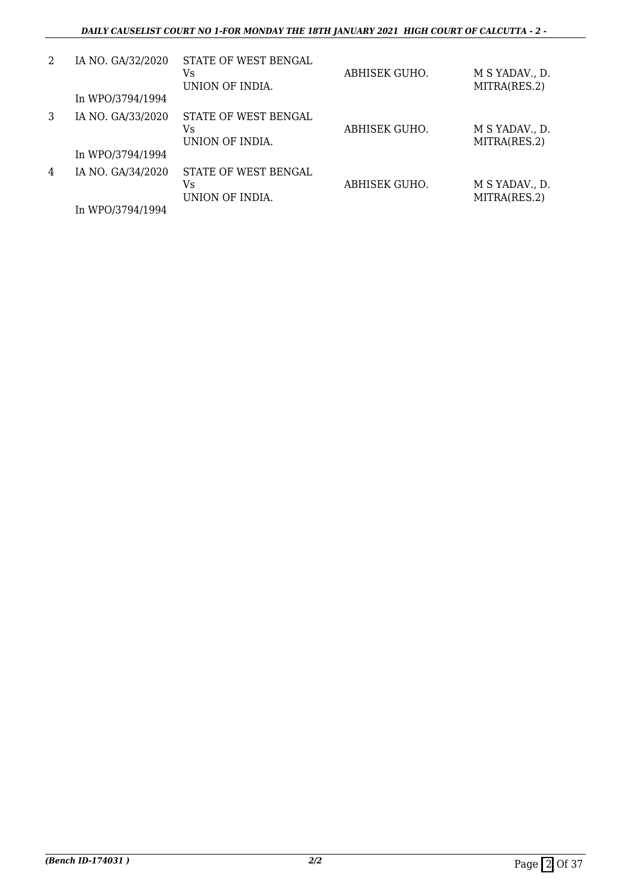| | | | | |
|---|---|---|---|---|
| 2 | IA NO. GA/32/2020<br><br>In WPO/3794/1994 | STATE OF WEST BENGAL<br>Vs<br>UNION OF INDIA. | ABHISEK GUHO. | M S YADAV., D. MITRA(RES.2) |
| 3 | IA NO. GA/33/2020<br><br>In WPO/3794/1994 | STATE OF WEST BENGAL<br>Vs<br>UNION OF INDIA. | ABHISEK GUHO. | M S YADAV., D. MITRA(RES.2) |
| 4 | IA NO. GA/34/2020<br><br>In WPO/3794/1994 | STATE OF WEST BENGAL<br>Vs<br>UNION OF INDIA. | ABHISEK GUHO. | M S YADAV., D. MITRA(RES.2) |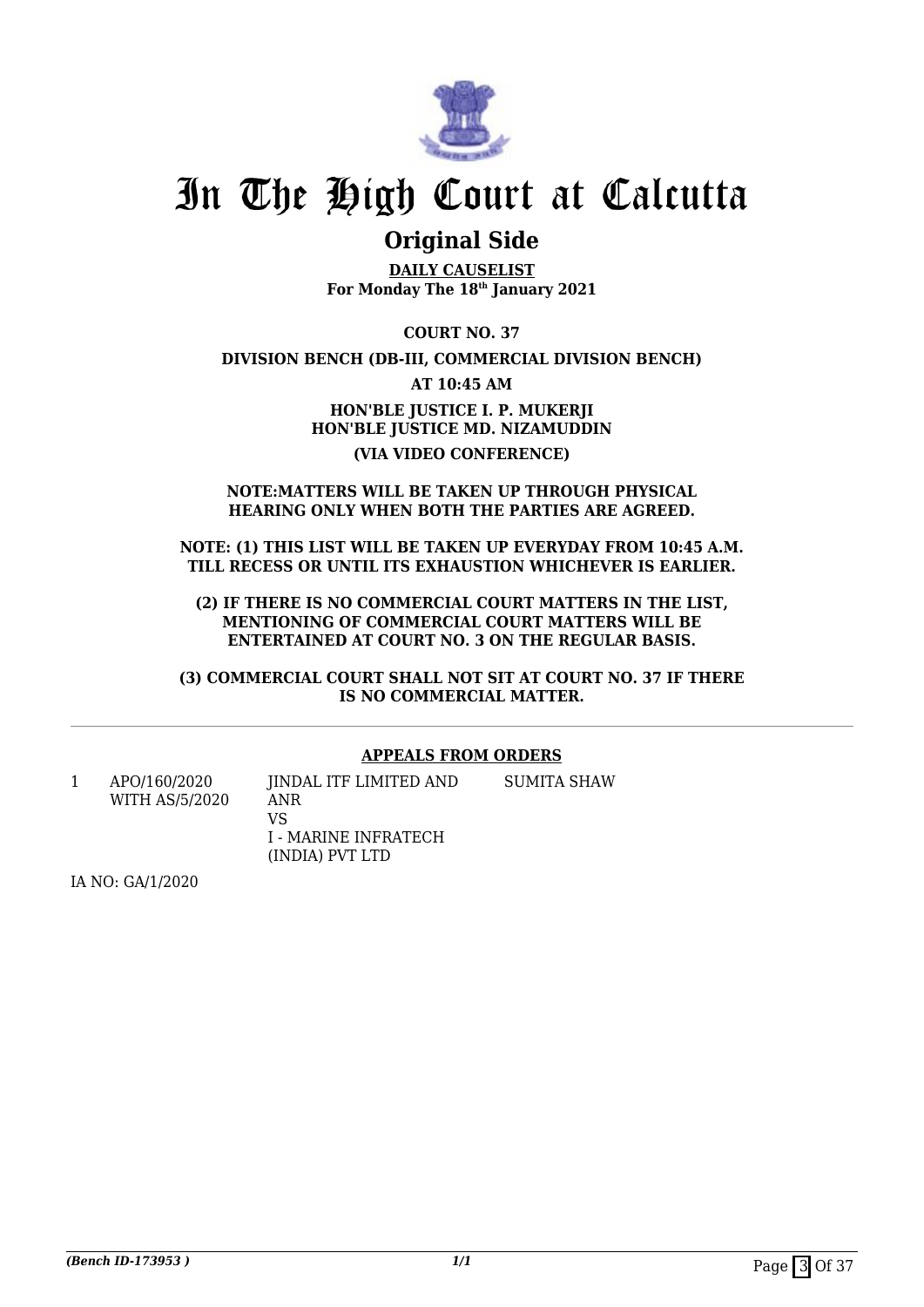# In The High Court at Calcutta

## Original Side

**DAILY CAUSELIST**
**For Monday The 18th January 2021**

**COURT NO. 37**

**DIVISION BENCH (DB-III, COMMERCIAL DIVISION BENCH)**

**AT 10:45 AM**

**HON'BLE JUSTICE I. P. MUKERJI**
**HON'BLE JUSTICE MD. NIZAMUDDIN**

**(VIA VIDEO CONFERENCE)**

**NOTE:MATTERS WILL BE TAKEN UP THROUGH PHYSICAL HEARING ONLY WHEN BOTH THE PARTIES ARE AGREED.**

**NOTE: (1) THIS LIST WILL BE TAKEN UP EVERYDAY FROM 10:45 A.M. TILL RECESS OR UNTIL ITS EXHAUSTION WHICHEVER IS EARLIER.**

**(2) IF THERE IS NO COMMERCIAL COURT MATTERS IN THE LIST, MENTIONING OF COMMERCIAL COURT MATTERS WILL BE ENTERTAINED AT COURT NO. 3 ON THE REGULAR BASIS.**

**(3) COMMERCIAL COURT SHALL NOT SIT AT COURT NO. 37 IF THERE IS NO COMMERCIAL MATTER.**

**APPEALS FROM ORDERS**

| | | | |
|---|---|---|---|
| 1 | APO/160/2020 WITH AS/5/2020 | JINDAL ITF LIMITED AND ANR VS I - MARINE INFRATECH (INDIA) PVT LTD | SUMITA SHAW |

IA NO: GA/1/2020

*(Bench ID-173953 )* 1/1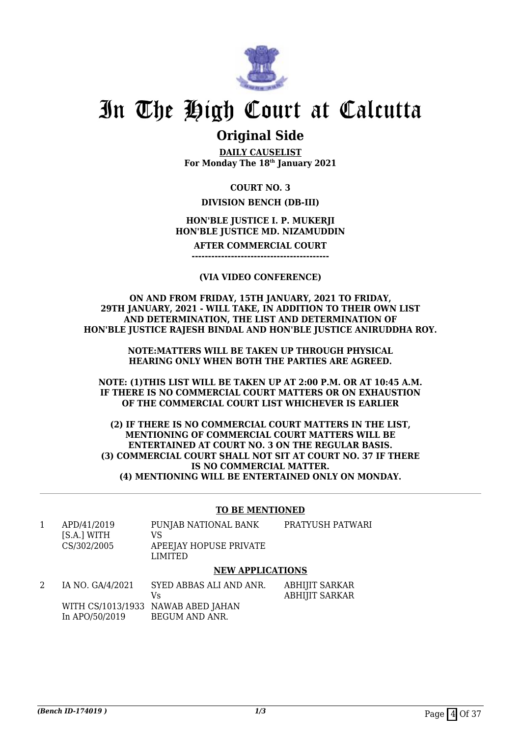# In The High Court at Calcutta

## Original Side

**DAILY CAUSELIST**
**For Monday The 18th January 2021**

**COURT NO. 3**

**DIVISION BENCH (DB-III)**

**HON'BLE JUSTICE I. P. MUKERJI**
**HON'BLE JUSTICE MD. NIZAMUDDIN**

**AFTER COMMERCIAL COURT**
**------------------------------------------**

**(VIA VIDEO CONFERENCE)**

**ON AND FROM FRIDAY, 15TH JANUARY, 2021 TO FRIDAY, 29TH JANUARY, 2021 - WILL TAKE, IN ADDITION TO THEIR OWN LIST AND DETERMINATION, THE LIST AND DETERMINATION OF HON'BLE JUSTICE RAJESH BINDAL AND HON'BLE JUSTICE ANIRUDDHA ROY.**

**NOTE:MATTERS WILL BE TAKEN UP THROUGH PHYSICAL HEARING ONLY WHEN BOTH THE PARTIES ARE AGREED.**

**NOTE: (1)THIS LIST WILL BE TAKEN UP AT 2:00 P.M. OR AT 10:45 A.M. IF THERE IS NO COMMERCIAL COURT MATTERS OR ON EXHAUSTION OF THE COMMERCIAL COURT LIST WHICHEVER IS EARLIER**

**(2) IF THERE IS NO COMMERCIAL COURT MATTERS IN THE LIST, MENTIONING OF COMMERCIAL COURT MATTERS WILL BE ENTERTAINED AT COURT NO. 3 ON THE REGULAR BASIS.**
**(3) COMMERCIAL COURT SHALL NOT SIT AT COURT NO. 37 IF THERE IS NO COMMERCIAL MATTER.**
**(4) MENTIONING WILL BE ENTERTAINED ONLY ON MONDAY.**

### TO BE MENTIONED

| | | | |
|---|---|---|---|
| 1 | APD/41/2019 [S.A.] WITH CS/302/2005 | PUNJAB NATIONAL BANK VS APEEJAY HOPUSE PRIVATE LIMITED | PRATYUSH PATWARI |

### NEW APPLICATIONS

| | | | |
|---|---|---|---|
| 2 | IA NO. GA/4/2021 WITH CS/1013/1933 In APO/50/2019 | SYED ABBAS ALI AND ANR. Vs NAWAB ABED JAHAN BEGUM AND ANR. | ABHIJIT SARKAR ABHIJIT SARKAR |

*(Bench ID-174019 )* 1/3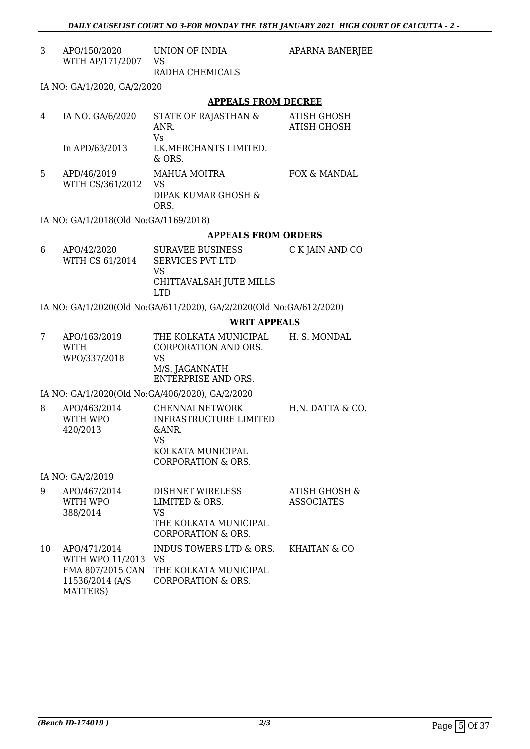| 3 | APO/150/2020<br>WITH AP/171/2007 | UNION OF INDIA<br>VS<br>RADHA CHEMICALS | APARNA BANERJEE |
|---|---|---|---|

IA NO: GA/1/2020, GA/2/2020

## APPEALS FROM DECREE

| 4 | IA NO. GA/6/2020<br><br>In APD/63/2013 | STATE OF RAJASTHAN & ANR.<br>Vs<br>I.K.MERCHANTS LIMITED. & ORS. | ATISH GHOSH<br>ATISH GHOSH |
|---|---|---|---|
| 5 | APD/46/2019<br>WITH CS/361/2012 | MAHUA MOITRA<br>VS<br>DIPAK KUMAR GHOSH & ORS. | FOX & MANDAL |

IA NO: GA/1/2018(Old No:GA/1169/2018)

## APPEALS FROM ORDERS

| 6 | APO/42/2020<br>WITH CS 61/2014 | SURAVEE BUSINESS SERVICES PVT LTD<br>VS<br>CHITTAVALSAH JUTE MILLS LTD | C K JAIN AND CO |
|---|---|---|---|

IA NO: GA/1/2020(Old No:GA/611/2020), GA/2/2020(Old No:GA/612/2020)

## WRIT APPEALS

| 7 | APO/163/2019<br>WITH<br>WPO/337/2018 | THE KOLKATA MUNICIPAL CORPORATION AND ORS.<br>VS<br>M/S. JAGANNATH ENTERPRISE AND ORS. | H. S. MONDAL |
|---|---|---|---|

IA NO: GA/1/2020(Old No:GA/406/2020), GA/2/2020

| 8 | APO/463/2014<br>WITH WPO<br>420/2013 | CHENNAI NETWORK INFRASTRUCTURE LIMITED &ANR.<br>VS<br>KOLKATA MUNICIPAL CORPORATION & ORS. | H.N. DATTA & CO. |
|---|---|---|---|

IA NO: GA/2/2019

| 9 | APO/467/2014<br>WITH WPO<br>388/2014 | DISHNET WIRELESS LIMITED & ORS.<br>VS<br>THE KOLKATA MUNICIPAL CORPORATION & ORS. | ATISH GHOSH & ASSOCIATES |
|---|---|---|---|
| 10 | APO/471/2014<br>WITH WPO 11/2013<br>FMA 807/2015 CAN<br>11536/2014 (A/S MATTERS) | INDUS TOWERS LTD & ORS.<br>VS<br>THE KOLKATA MUNICIPAL CORPORATION & ORS. | KHAITAN & CO |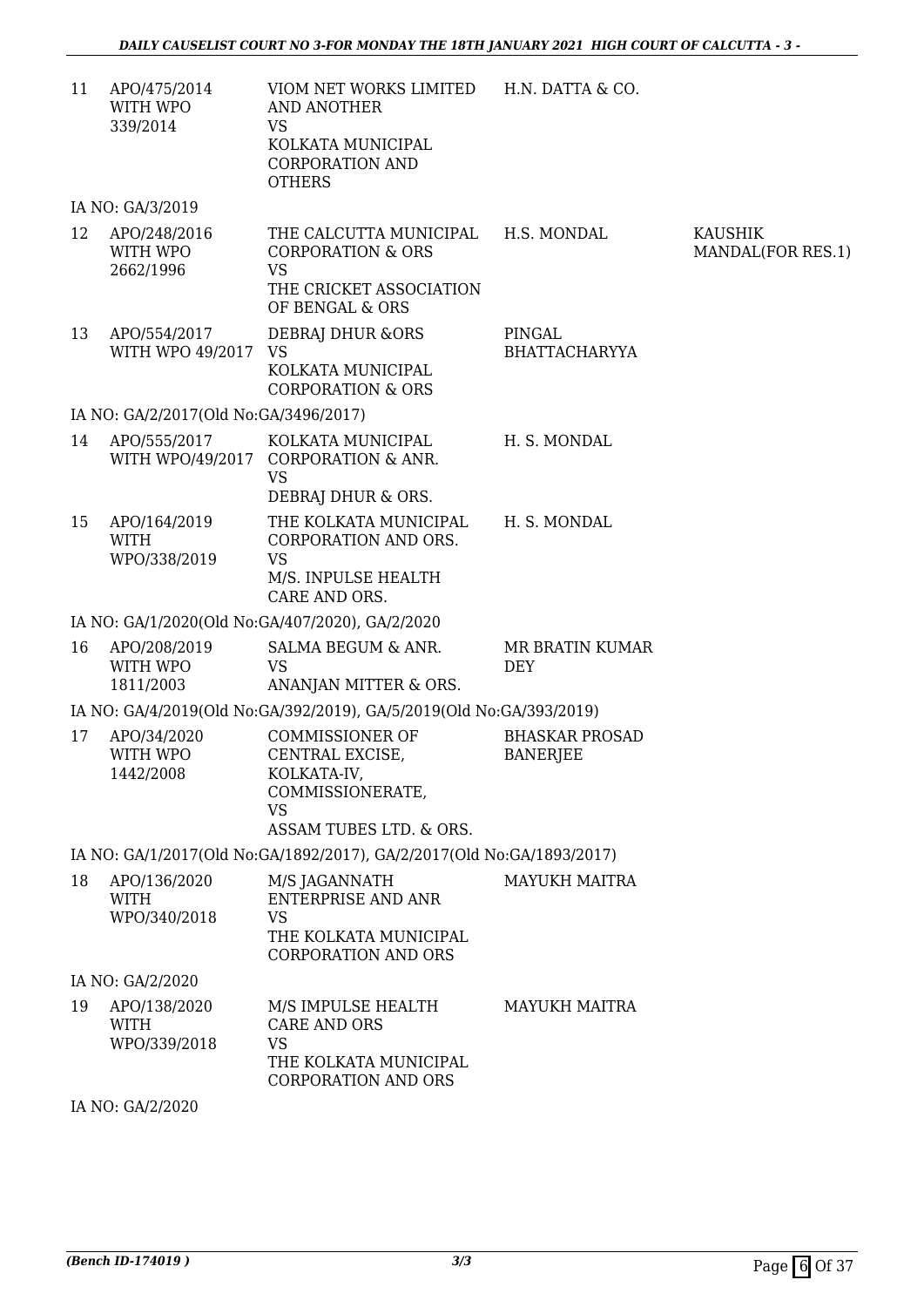| | | | | |
|---|---|---|---|---|
| 11 | APO/475/2014 WITH WPO 339/2014 | VIOM NET WORKS LIMITED AND ANOTHER VS KOLKATA MUNICIPAL CORPORATION AND OTHERS | H.N. DATTA & CO. | |
| | IA NO: GA/3/2019 | | | |
| 12 | APO/248/2016 WITH WPO 2662/1996 | THE CALCUTTA MUNICIPAL CORPORATION & ORS VS THE CRICKET ASSOCIATION OF BENGAL & ORS | H.S. MONDAL | KAUSHIK MANDAL(FOR RES.1) |
| 13 | APO/554/2017 WITH WPO 49/2017 | DEBRAJ DHUR &ORS VS KOLKATA MUNICIPAL CORPORATION & ORS | PINGAL BHATTACHARYYA | |
| | IA NO: GA/2/2017(Old No:GA/3496/2017) | | | |
| 14 | APO/555/2017 WITH WPO/49/2017 | KOLKATA MUNICIPAL CORPORATION & ANR. VS DEBRAJ DHUR & ORS. | H. S. MONDAL | |
| 15 | APO/164/2019 WITH WPO/338/2019 | THE KOLKATA MUNICIPAL CORPORATION AND ORS. VS M/S. INPULSE HEALTH CARE AND ORS. | H. S. MONDAL | |
| | IA NO: GA/1/2020(Old No:GA/407/2020), GA/2/2020 | | | |
| 16 | APO/208/2019 WITH WPO 1811/2003 | SALMA BEGUM & ANR. VS ANANJAN MITTER & ORS. | MR BRATIN KUMAR DEY | |
| | IA NO: GA/4/2019(Old No:GA/392/2019), GA/5/2019(Old No:GA/393/2019) | | | |
| 17 | APO/34/2020 WITH WPO 1442/2008 | COMMISSIONER OF CENTRAL EXCISE, KOLKATA-IV, COMMISSIONERATE, VS ASSAM TUBES LTD. & ORS. | BHASKAR PROSAD BANERJEE | |
| | IA NO: GA/1/2017(Old No:GA/1892/2017), GA/2/2017(Old No:GA/1893/2017) | | | |
| 18 | APO/136/2020 WITH WPO/340/2018 | M/S JAGANNATH ENTERPRISE AND ANR VS THE KOLKATA MUNICIPAL CORPORATION AND ORS | MAYUKH MAITRA | |
| | IA NO: GA/2/2020 | | | |
| 19 | APO/138/2020 WITH WPO/339/2018 | M/S IMPULSE HEALTH CARE AND ORS VS THE KOLKATA MUNICIPAL CORPORATION AND ORS | MAYUKH MAITRA | |
| | IA NO: GA/2/2020 | | | |

(Bench ID-174019 )

3/3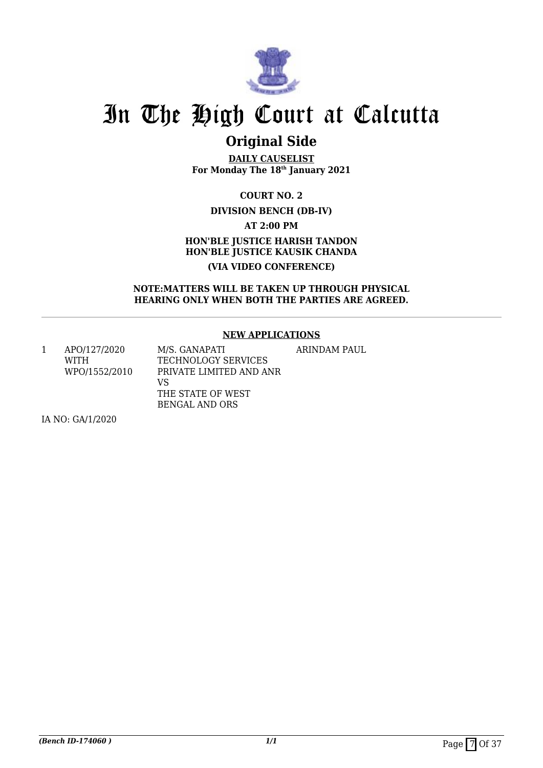# In The High Court at Calcutta

## Original Side

**DAILY CAUSELIST**
**For Monday The 18th January 2021**

**COURT NO. 2**

**DIVISION BENCH (DB-IV)**

**AT 2:00 PM**

**HON'BLE JUSTICE HARISH TANDON**
**HON'BLE JUSTICE KAUSIK CHANDA**

**(VIA VIDEO CONFERENCE)**

**NOTE:MATTERS WILL BE TAKEN UP THROUGH PHYSICAL HEARING ONLY WHEN BOTH THE PARTIES ARE AGREED.**

---

**NEW APPLICATIONS**

| | | | |
|---|---|---|---|
| 1 | APO/127/2020 WITH WPO/1552/2010 | M/S. GANAPATI TECHNOLOGY SERVICES PRIVATE LIMITED AND ANR VS THE STATE OF WEST BENGAL AND ORS | ARINDAM PAUL |

IA NO: GA/1/2020

*(Bench ID-174060 )*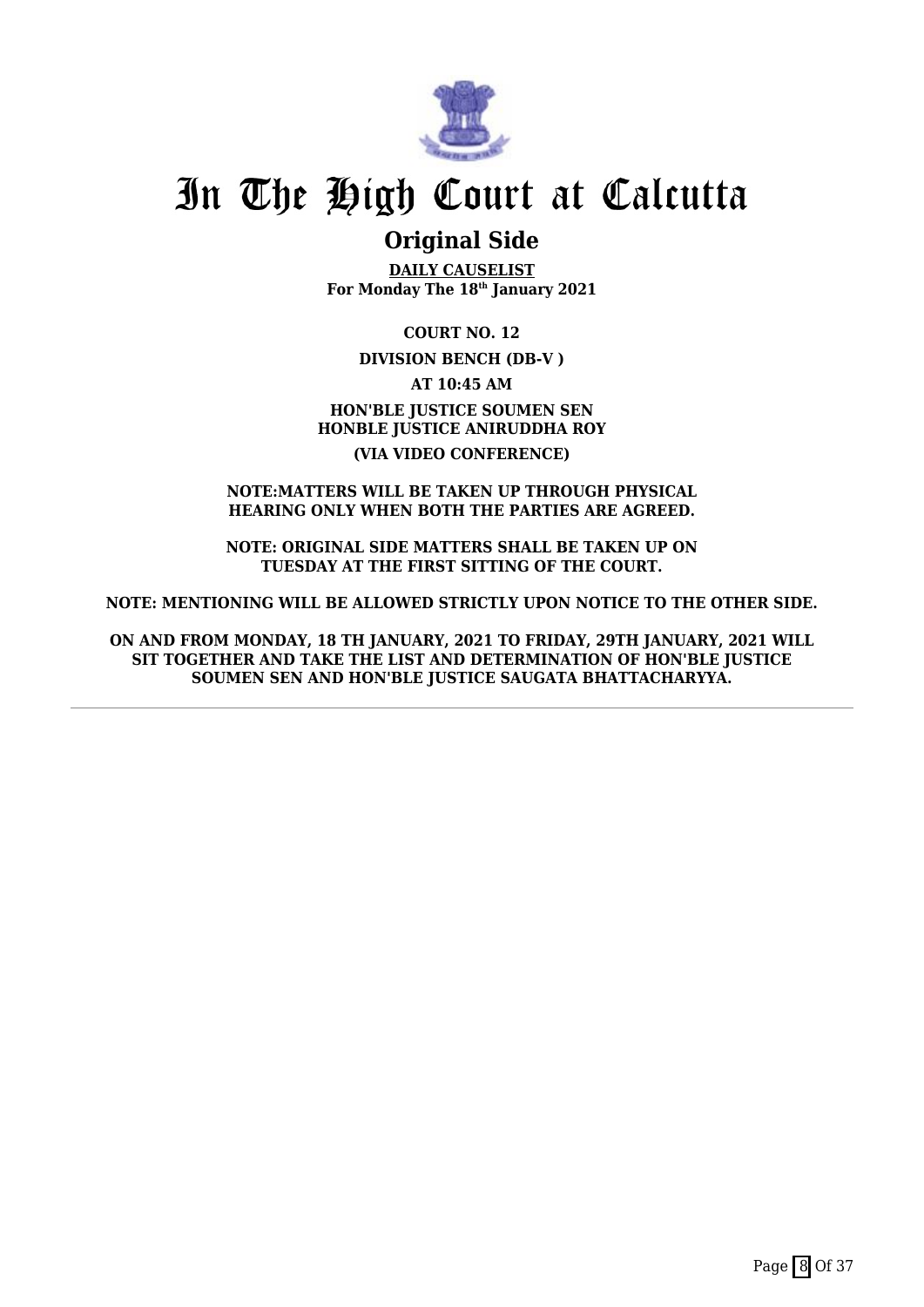# In The High Court at Calcutta

## Original Side

**DAILY CAUSELIST**
**For Monday The 18th January 2021**

**COURT NO. 12**

**DIVISION BENCH (DB-V )**

**AT 10:45 AM**

**HON'BLE JUSTICE SOUMEN SEN**
**HONBLE JUSTICE ANIRUDDHA ROY**

**(VIA VIDEO CONFERENCE)**

**NOTE:MATTERS WILL BE TAKEN UP THROUGH PHYSICAL HEARING ONLY WHEN BOTH THE PARTIES ARE AGREED.**

**NOTE: ORIGINAL SIDE MATTERS SHALL BE TAKEN UP ON TUESDAY AT THE FIRST SITTING OF THE COURT.**

**NOTE: MENTIONING WILL BE ALLOWED STRICTLY UPON NOTICE TO THE OTHER SIDE.**

**ON AND FROM MONDAY, 18 TH JANUARY, 2021 TO FRIDAY, 29TH JANUARY, 2021 WILL SIT TOGETHER AND TAKE THE LIST AND DETERMINATION OF HON'BLE JUSTICE SOUMEN SEN AND HON'BLE JUSTICE SAUGATA BHATTACHARYYA.**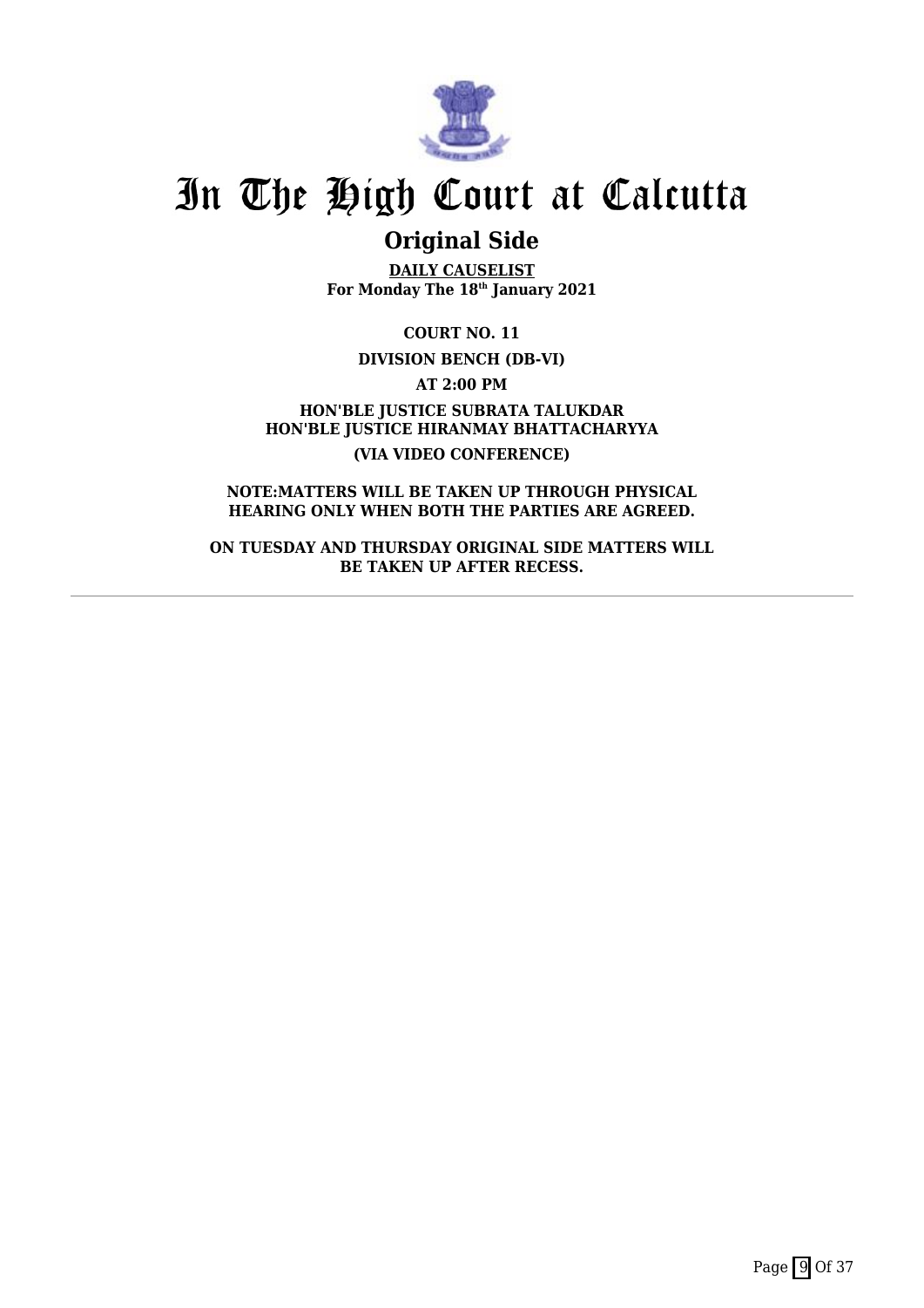# In The High Court at Calcutta

## Original Side

**DAILY CAUSELIST**
**For Monday The 18th January 2021**

**COURT NO. 11**

**DIVISION BENCH (DB-VI)**

**AT 2:00 PM**

**HON'BLE JUSTICE SUBRATA TALUKDAR**
**HON'BLE JUSTICE HIRANMAY BHATTACHARYYA**

**(VIA VIDEO CONFERENCE)**

**NOTE:MATTERS WILL BE TAKEN UP THROUGH PHYSICAL HEARING ONLY WHEN BOTH THE PARTIES ARE AGREED.**

**ON TUESDAY AND THURSDAY ORIGINAL SIDE MATTERS WILL BE TAKEN UP AFTER RECESS.**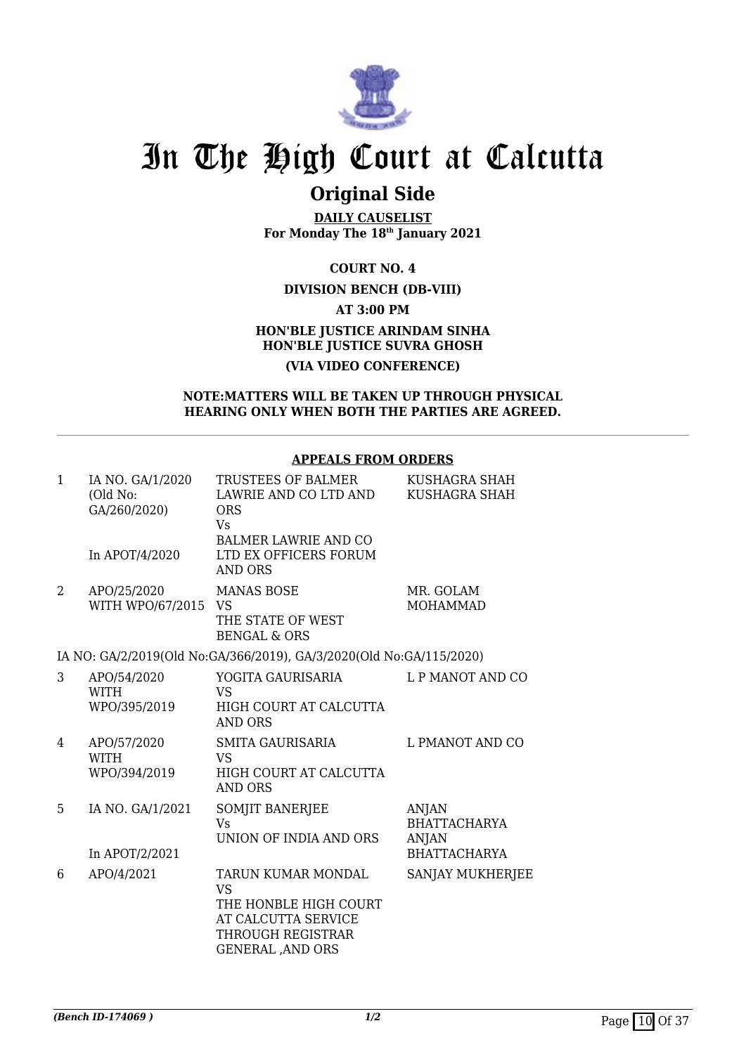# In The High Court at Calcutta

## Original Side

**DAILY CAUSELIST**
**For Monday The 18th January 2021**

**COURT NO. 4**

**DIVISION BENCH (DB-VIII)**

**AT 3:00 PM**

**HON'BLE JUSTICE ARINDAM SINHA**
**HON'BLE JUSTICE SUVRA GHOSH**

**(VIA VIDEO CONFERENCE)**

**NOTE:MATTERS WILL BE TAKEN UP THROUGH PHYSICAL HEARING ONLY WHEN BOTH THE PARTIES ARE AGREED.**

### APPEALS FROM ORDERS

| | | | |
|---|---|---|---|
| 1 | IA NO. GA/1/2020 (Old No: GA/260/2020)<br><br>In APOT/4/2020 | TRUSTEES OF BALMER LAWRIE AND CO LTD AND ORS<br>Vs<br>BALMER LAWRIE AND CO LTD EX OFFICERS FORUM AND ORS | KUSHAGRA SHAH<br>KUSHAGRA SHAH |
| 2 | APO/25/2020<br>WITH WPO/67/2015 | MANAS BOSE<br>VS<br>THE STATE OF WEST BENGAL & ORS | MR. GOLAM MOHAMMAD |
| | IA NO: GA/2/2019(Old No:GA/366/2019), GA/3/2020(Old No:GA/115/2020) | | |
| 3 | APO/54/2020<br>WITH<br>WPO/395/2019 | YOGITA GAURISARIA<br>VS<br>HIGH COURT AT CALCUTTA AND ORS | L P MANOT AND CO |
| 4 | APO/57/2020<br>WITH<br>WPO/394/2019 | SMITA GAURISARIA<br>VS<br>HIGH COURT AT CALCUTTA AND ORS | L PMANOT AND CO |
| 5 | IA NO. GA/1/2021<br><br>In APOT/2/2021 | SOMJIT BANERJEE<br>Vs<br>UNION OF INDIA AND ORS | ANJAN BHATTACHARYA<br>ANJAN BHATTACHARYA |
| 6 | APO/4/2021 | TARUN KUMAR MONDAL<br>VS<br>THE HONBLE HIGH COURT AT CALCUTTA SERVICE THROUGH REGISTRAR GENERAL ,AND ORS | SANJAY MUKHERJEE |

*(Bench ID-174069 )* 1/2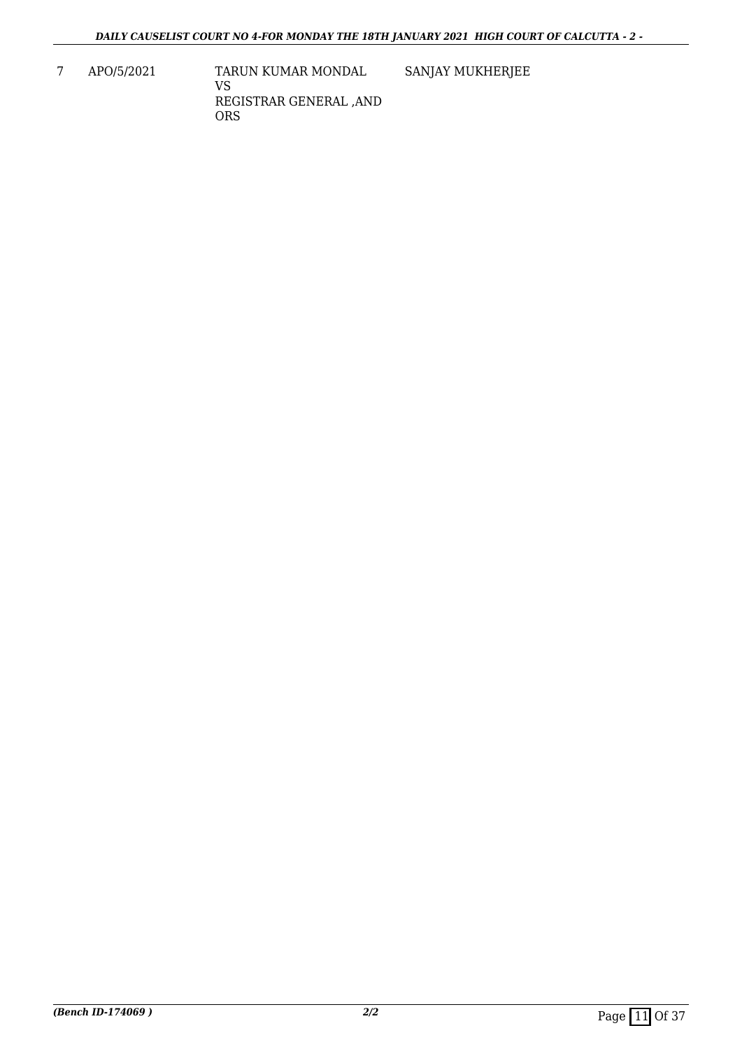| 7 | APO/5/2021 | TARUN KUMAR MONDAL<br>VS<br>REGISTRAR GENERAL ,AND ORS | SANJAY MUKHERJEE |
|---|---|---|---|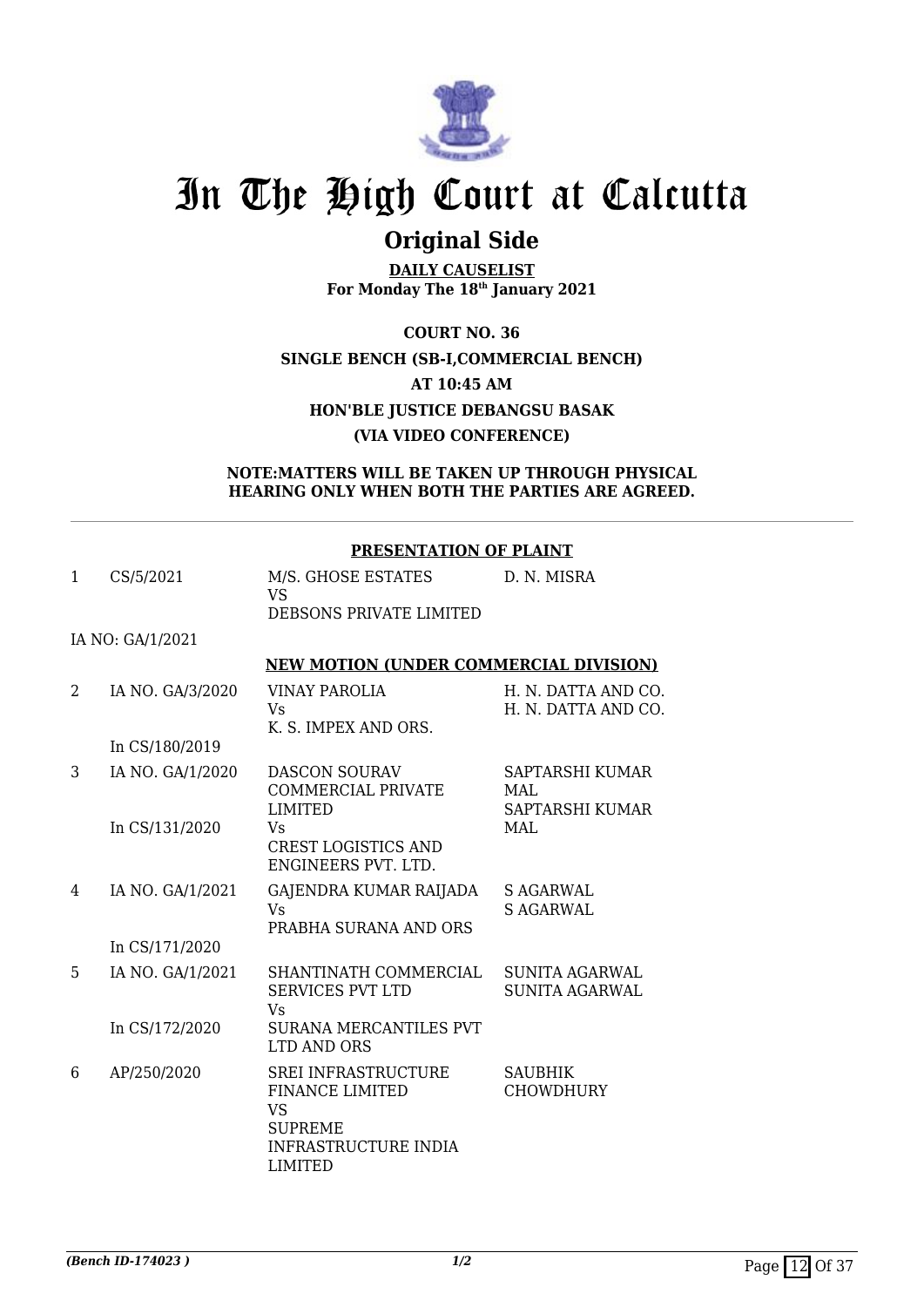# In The High Court at Calcutta

## Original Side

**DAILY CAUSELIST**
**For Monday The 18th January 2021**

**COURT NO. 36**

**SINGLE BENCH (SB-I,COMMERCIAL BENCH)**

**AT 10:45 AM**

**HON'BLE JUSTICE DEBANGSU BASAK**

**(VIA VIDEO CONFERENCE)**

**NOTE:MATTERS WILL BE TAKEN UP THROUGH PHYSICAL HEARING ONLY WHEN BOTH THE PARTIES ARE AGREED.**

**PRESENTATION OF PLAINT**

| | | | |
|---|---|---|---|
| 1 | CS/5/2021 | M/S. GHOSE ESTATES<br>VS<br>DEBSONS PRIVATE LIMITED | D. N. MISRA |
| | IA NO: GA/1/2021 | | |

**NEW MOTION (UNDER COMMERCIAL DIVISION)**

| | | | |
|---|---|---|---|
| 2 | IA NO. GA/3/2020<br><br>In CS/180/2019 | VINAY PAROLIA<br>Vs<br>K. S. IMPEX AND ORS. | H. N. DATTA AND CO.<br>H. N. DATTA AND CO. |
| 3 | IA NO. GA/1/2020<br><br>In CS/131/2020 | DASCON SOURAV COMMERCIAL PRIVATE LIMITED<br>Vs<br>CREST LOGISTICS AND ENGINEERS PVT. LTD. | SAPTARSHI KUMAR MAL<br>SAPTARSHI KUMAR MAL |
| 4 | IA NO. GA/1/2021<br><br>In CS/171/2020 | GAJENDRA KUMAR RAIJADA<br>Vs<br>PRABHA SURANA AND ORS | S AGARWAL<br>S AGARWAL |
| 5 | IA NO. GA/1/2021<br><br>In CS/172/2020 | SHANTINATH COMMERCIAL SERVICES PVT LTD<br>Vs<br>SURANA MERCANTILES PVT LTD AND ORS | SUNITA AGARWAL<br>SUNITA AGARWAL |
| 6 | AP/250/2020 | SREI INFRASTRUCTURE FINANCE LIMITED<br>VS<br>SUPREME INFRASTRUCTURE INDIA LIMITED | SAUBHIK CHOWDHURY |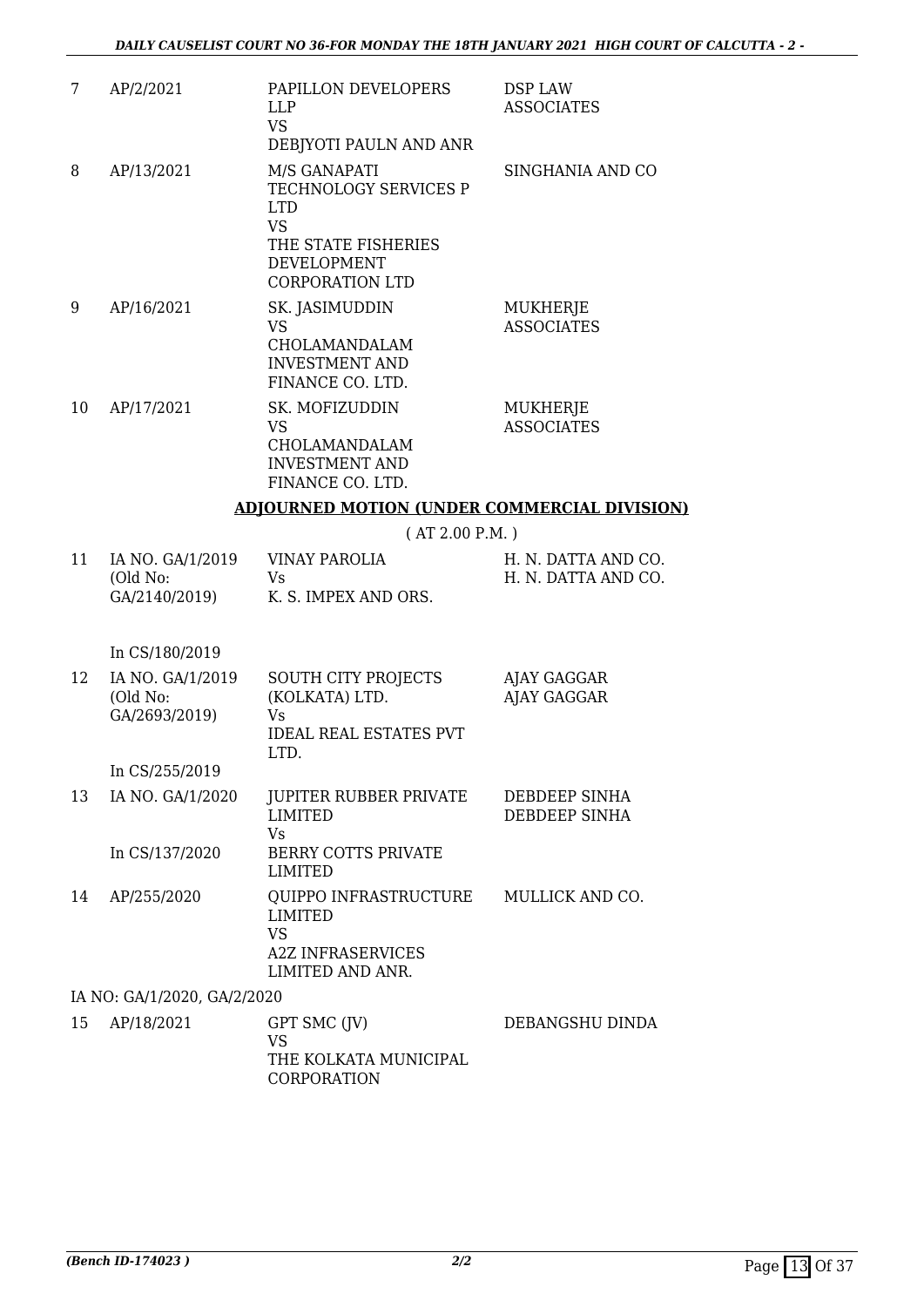| | | | |
|---|---|---|---|
| 7 | AP/2/2021 | PAPILLON DEVELOPERS LLP<br>VS<br>DEBJYOTI PAULN AND ANR | DSP LAW ASSOCIATES |
| 8 | AP/13/2021 | M/S GANAPATI TECHNOLOGY SERVICES P LTD<br>VS<br>THE STATE FISHERIES DEVELOPMENT CORPORATION LTD | SINGHANIA AND CO |
| 9 | AP/16/2021 | SK. JASIMUDDIN<br>VS<br>CHOLAMANDALAM INVESTMENT AND FINANCE CO. LTD. | MUKHERJE ASSOCIATES |
| 10 | AP/17/2021 | SK. MOFIZUDDIN<br>VS<br>CHOLAMANDALAM INVESTMENT AND FINANCE CO. LTD. | MUKHERJE ASSOCIATES |

## ADJOURNED MOTION (UNDER COMMERCIAL DIVISION)

( AT 2.00 P.M. )

| | | | |
|---|---|---|---|
| 11 | IA NO. GA/1/2019<br>(Old No: GA/2140/2019)<br><br>In CS/180/2019 | VINAY PAROLIA<br>Vs<br>K. S. IMPEX AND ORS. | H. N. DATTA AND CO.<br>H. N. DATTA AND CO. |
| 12 | IA NO. GA/1/2019<br>(Old No: GA/2693/2019)<br><br>In CS/255/2019 | SOUTH CITY PROJECTS (KOLKATA) LTD.<br>Vs<br>IDEAL REAL ESTATES PVT LTD. | AJAY GAGGAR<br>AJAY GAGGAR |
| 13 | IA NO. GA/1/2020<br><br>In CS/137/2020 | JUPITER RUBBER PRIVATE LIMITED<br>Vs<br>BERRY COTTS PRIVATE LIMITED | DEBDEEP SINHA<br>DEBDEEP SINHA |
| 14 | AP/255/2020 | QUIPPO INFRASTRUCTURE LIMITED<br>VS<br>A2Z INFRASERVICES LIMITED AND ANR. | MULLICK AND CO. |

IA NO: GA/1/2020, GA/2/2020

| | | | |
|---|---|---|---|
| 15 | AP/18/2021 | GPT SMC (JV)<br>VS<br>THE KOLKATA MUNICIPAL CORPORATION | DEBANGSHU DINDA |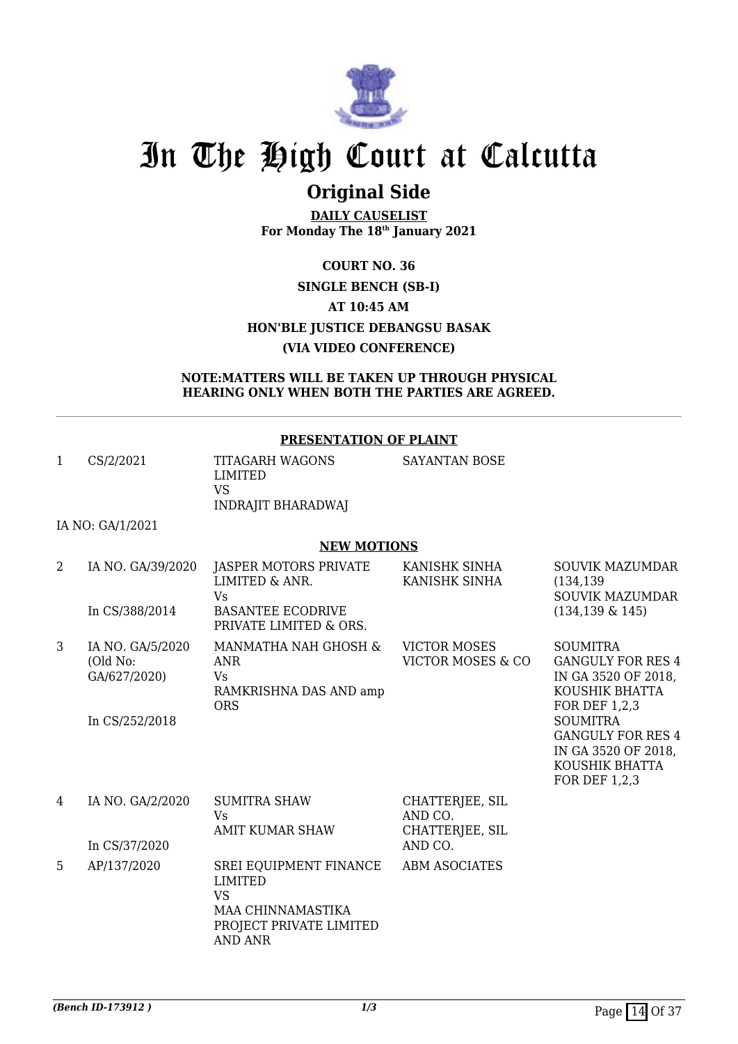# In The High Court at Calcutta

## Original Side

**DAILY CAUSELIST**
**For Monday The 18th January 2021**

**COURT NO. 36**

**SINGLE BENCH (SB-I)**

**AT 10:45 AM**

**HON'BLE JUSTICE DEBANGSU BASAK**

**(VIA VIDEO CONFERENCE)**

**NOTE:MATTERS WILL BE TAKEN UP THROUGH PHYSICAL HEARING ONLY WHEN BOTH THE PARTIES ARE AGREED.**

**PRESENTATION OF PLAINT**

| | | | | |
|---|---|---|---|---|
| 1 | CS/2/2021 | TITAGARH WAGONS LIMITED<br>VS<br>INDRAJIT BHARADWAJ | SAYANTAN BOSE | |

IA NO: GA/1/2021

**NEW MOTIONS**

| | | | | |
|---|---|---|---|---|
| 2 | IA NO. GA/39/2020<br><br>In CS/388/2014 | JASPER MOTORS PRIVATE LIMITED & ANR.<br>Vs<br>BASANTEE ECODRIVE PRIVATE LIMITED & ORS. | KANISHK SINHA<br>KANISHK SINHA | SOUVIK MAZUMDAR (134,139<br>SOUVIK MAZUMDAR (134,139 & 145) |
| 3 | IA NO. GA/5/2020 (Old No: GA/627/2020)<br><br>In CS/252/2018 | MANMATHA NAH GHOSH & ANR<br>Vs<br>RAMKRISHNA DAS AND amp ORS | VICTOR MOSES<br>VICTOR MOSES & CO | SOUMITRA GANGULY FOR RES 4 IN GA 3520 OF 2018, KOUSHIK BHATTA FOR DEF 1,2,3<br>SOUMITRA GANGULY FOR RES 4 IN GA 3520 OF 2018, KOUSHIK BHATTA FOR DEF 1,2,3 |
| 4 | IA NO. GA/2/2020<br><br>In CS/37/2020 | SUMITRA SHAW<br>Vs<br>AMIT KUMAR SHAW | CHATTERJEE, SIL AND CO.<br>CHATTERJEE, SIL AND CO. | |
| 5 | AP/137/2020 | SREI EQUIPMENT FINANCE LIMITED<br>VS<br>MAA CHINNAMASTIKA PROJECT PRIVATE LIMITED AND ANR | ABM ASOCIATES | |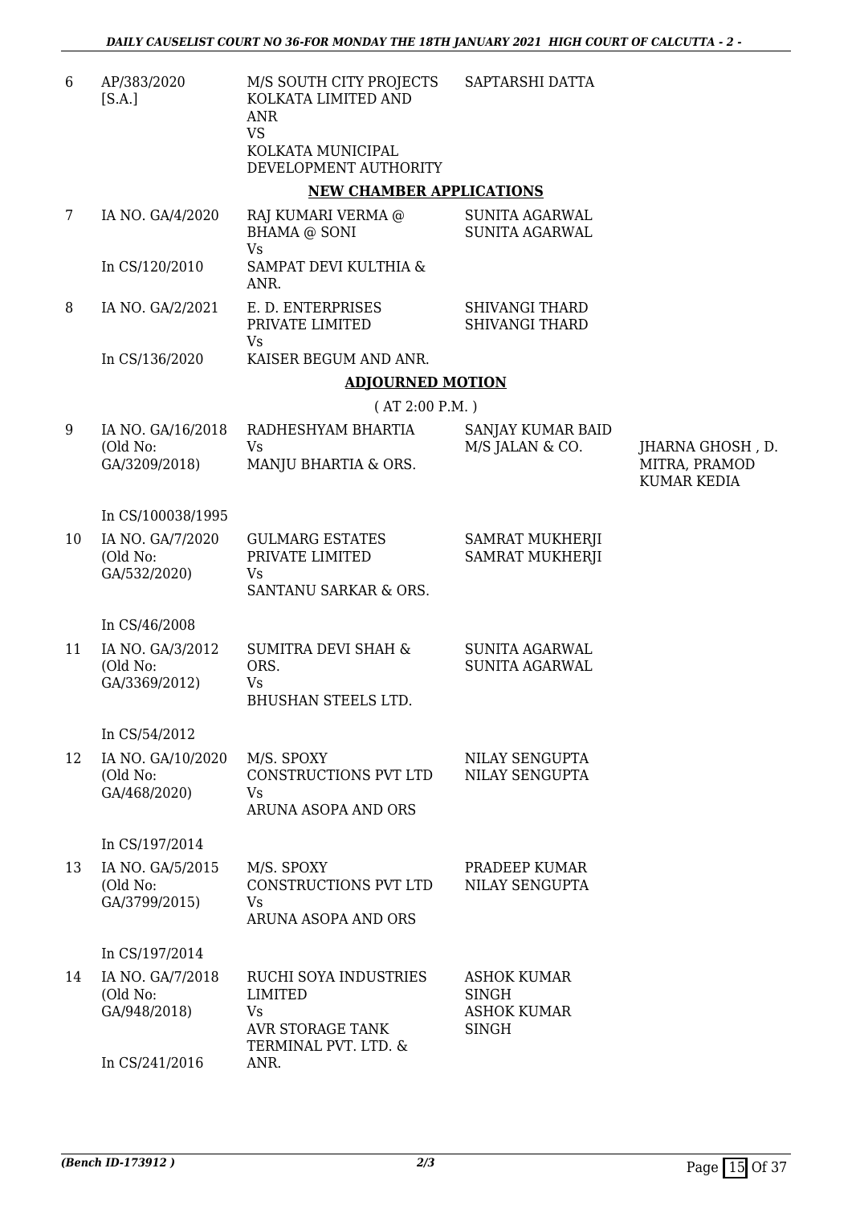| | | | | |
|---|---|---|---|---|
| 6 | AP/383/2020 [S.A.] | M/S SOUTH CITY PROJECTS KOLKATA LIMITED AND ANR VS KOLKATA MUNICIPAL DEVELOPMENT AUTHORITY | SAPTARSHI DATTA | |

**NEW CHAMBER APPLICATIONS**

| | | | | |
|---|---|---|---|---|
| 7 | IA NO. GA/4/2020 In CS/120/2010 | RAJ KUMARI VERMA @ BHAMA @ SONI Vs SAMPAT DEVI KULTHIA & ANR. | SUNITA AGARWAL SUNITA AGARWAL | |
| 8 | IA NO. GA/2/2021 In CS/136/2020 | E. D. ENTERPRISES PRIVATE LIMITED Vs KAISER BEGUM AND ANR. | SHIVANGI THARD SHIVANGI THARD | |

**ADJOURNED MOTION**

( AT 2:00 P.M. )

| | | | | |
|---|---|---|---|---|
| 9 | IA NO. GA/16/2018 (Old No: GA/3209/2018) In CS/100038/1995 | RADHESHYAM BHARTIA Vs MANJU BHARTIA & ORS. | SANJAY KUMAR BAID M/S JALAN & CO. | JHARNA GHOSH , D. MITRA, PRAMOD KUMAR KEDIA |
| 10 | IA NO. GA/7/2020 (Old No: GA/532/2020) In CS/46/2008 | GULMARG ESTATES PRIVATE LIMITED Vs SANTANU SARKAR & ORS. | SAMRAT MUKHERJI SAMRAT MUKHERJI | |
| 11 | IA NO. GA/3/2012 (Old No: GA/3369/2012) In CS/54/2012 | SUMITRA DEVI SHAH & ORS. Vs BHUSHAN STEELS LTD. | SUNITA AGARWAL SUNITA AGARWAL | |
| 12 | IA NO. GA/10/2020 (Old No: GA/468/2020) In CS/197/2014 | M/S. SPOXY CONSTRUCTIONS PVT LTD Vs ARUNA ASOPA AND ORS | NILAY SENGUPTA NILAY SENGUPTA | |
| 13 | IA NO. GA/5/2015 (Old No: GA/3799/2015) In CS/197/2014 | M/S. SPOXY CONSTRUCTIONS PVT LTD Vs ARUNA ASOPA AND ORS | PRADEEP KUMAR NILAY SENGUPTA | |
| 14 | IA NO. GA/7/2018 (Old No: GA/948/2018) In CS/241/2016 | RUCHI SOYA INDUSTRIES LIMITED Vs AVR STORAGE TANK TERMINAL PVT. LTD. & ANR. | ASHOK KUMAR SINGH ASHOK KUMAR SINGH | |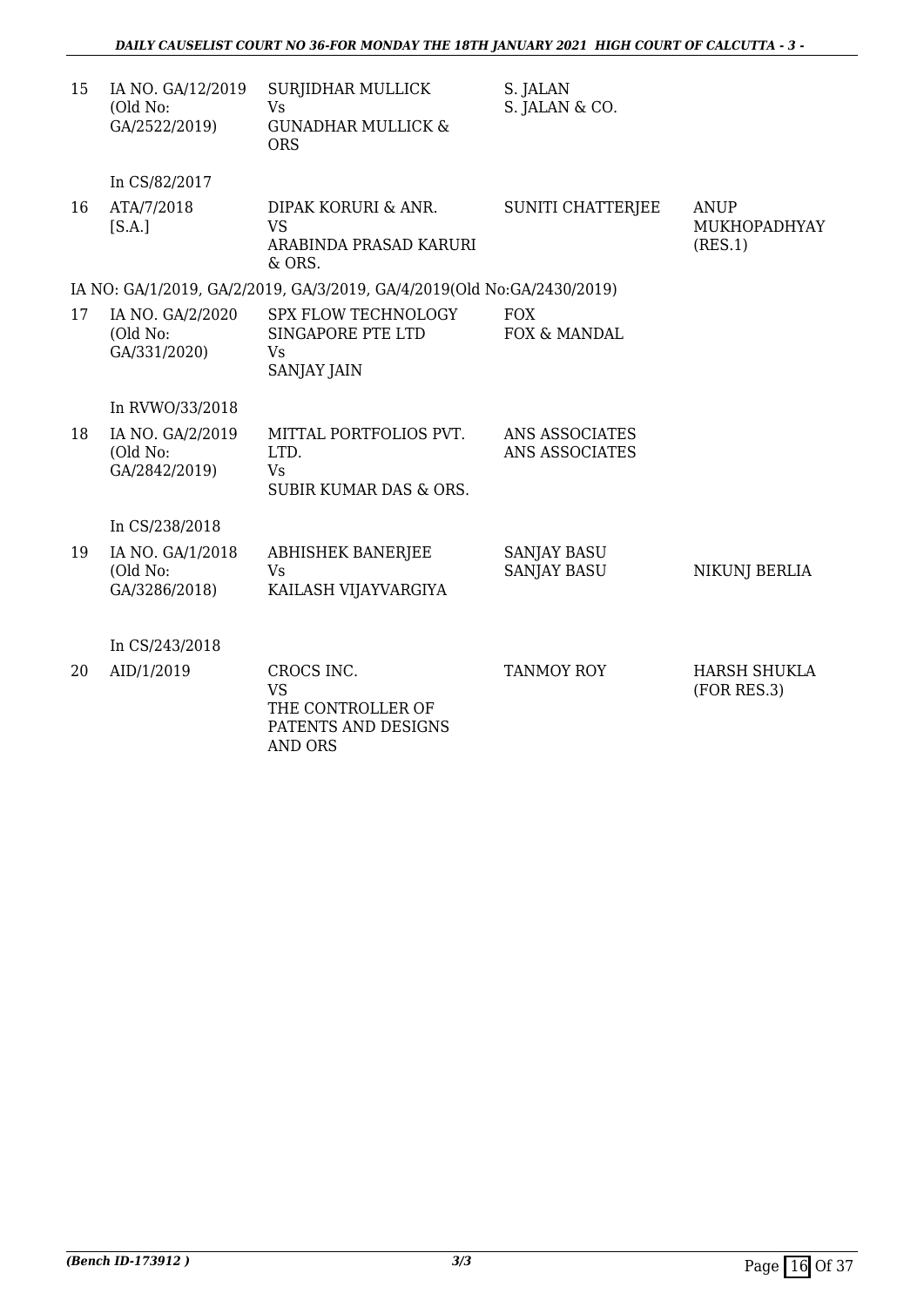| | | | | |
|---|---|---|---|---|
| 15 | IA NO. GA/12/2019 (Old No: GA/2522/2019) | SURJIDHAR MULLICK Vs GUNADHAR MULLICK & ORS | S. JALAN S. JALAN & CO. | |
| | In CS/82/2017 | | | |
| 16 | ATA/7/2018 [S.A.] | DIPAK KORURI & ANR. VS ARABINDA PRASAD KARURI & ORS. | SUNITI CHATTERJEE | ANUP MUKHOPADHYAY (RES.1) |
| | IA NO: GA/1/2019, GA/2/2019, GA/3/2019, GA/4/2019(Old No:GA/2430/2019) | | | |
| 17 | IA NO. GA/2/2020 (Old No: GA/331/2020) | SPX FLOW TECHNOLOGY SINGAPORE PTE LTD Vs SANJAY JAIN | FOX FOX & MANDAL | |
| | In RVWO/33/2018 | | | |
| 18 | IA NO. GA/2/2019 (Old No: GA/2842/2019) | MITTAL PORTFOLIOS PVT. LTD. Vs SUBIR KUMAR DAS & ORS. | ANS ASSOCIATES ANS ASSOCIATES | |
| | In CS/238/2018 | | | |
| 19 | IA NO. GA/1/2018 (Old No: GA/3286/2018) | ABHISHEK BANERJEE Vs KAILASH VIJAYVARGIYA | SANJAY BASU SANJAY BASU | NIKUNJ BERLIA |
| | In CS/243/2018 | | | |
| 20 | AID/1/2019 | CROCS INC. VS THE CONTROLLER OF PATENTS AND DESIGNS AND ORS | TANMOY ROY | HARSH SHUKLA (FOR RES.3) |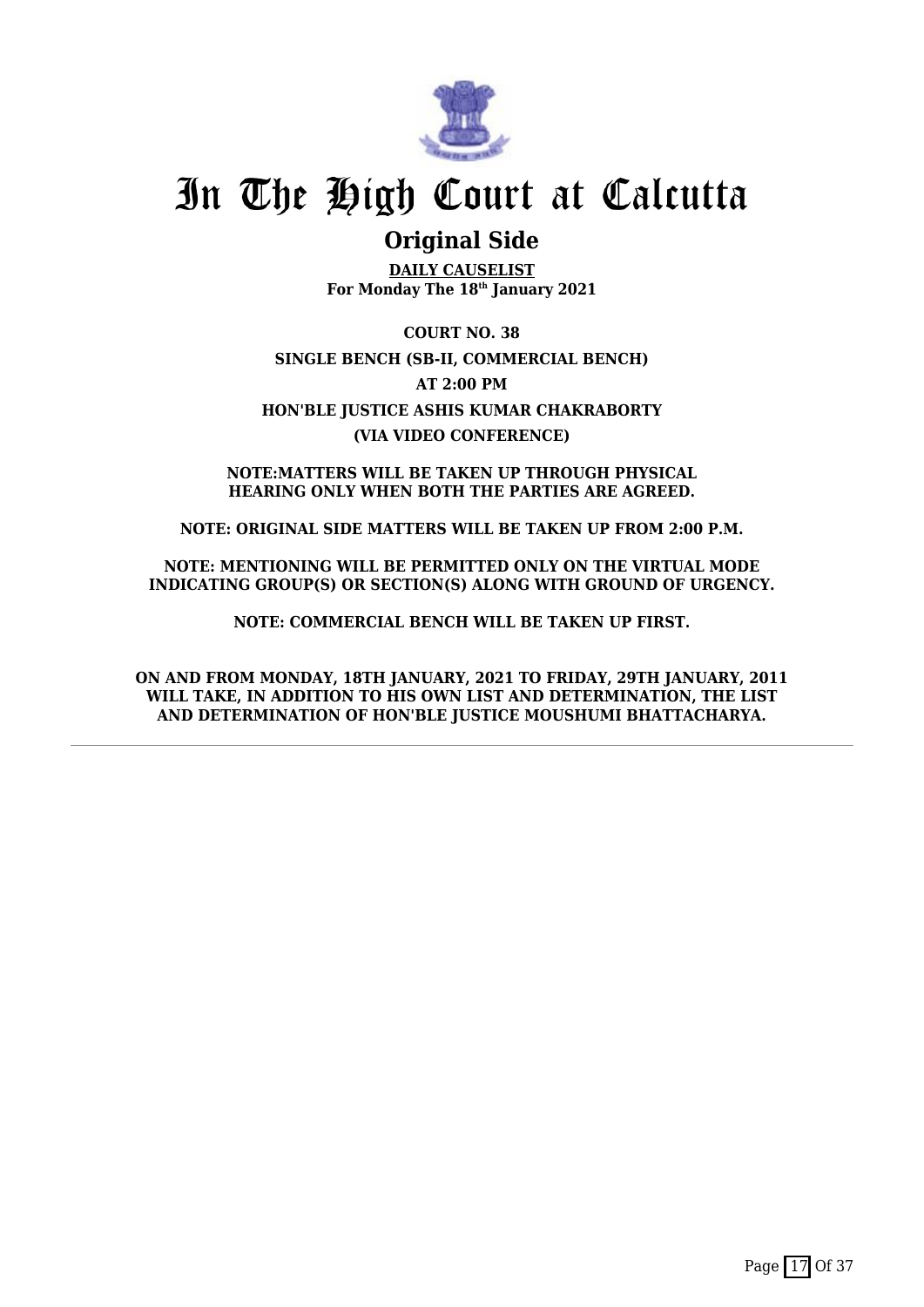# In The High Court at Calcutta

## Original Side

**DAILY CAUSELIST**
**For Monday The 18th January 2021**

**COURT NO. 38**

**SINGLE BENCH (SB-II, COMMERCIAL BENCH)**

**AT 2:00 PM**

**HON'BLE JUSTICE ASHIS KUMAR CHAKRABORTY**

**(VIA VIDEO CONFERENCE)**

**NOTE:MATTERS WILL BE TAKEN UP THROUGH PHYSICAL HEARING ONLY WHEN BOTH THE PARTIES ARE AGREED.**

**NOTE: ORIGINAL SIDE MATTERS WILL BE TAKEN UP FROM 2:00 P.M.**

**NOTE: MENTIONING WILL BE PERMITTED ONLY ON THE VIRTUAL MODE INDICATING GROUP(S) OR SECTION(S) ALONG WITH GROUND OF URGENCY.**

**NOTE: COMMERCIAL BENCH WILL BE TAKEN UP FIRST.**

**ON AND FROM MONDAY, 18TH JANUARY, 2021 TO FRIDAY, 29TH JANUARY, 2011 WILL TAKE, IN ADDITION TO HIS OWN LIST AND DETERMINATION, THE LIST AND DETERMINATION OF HON'BLE JUSTICE MOUSHUMI BHATTACHARYA.**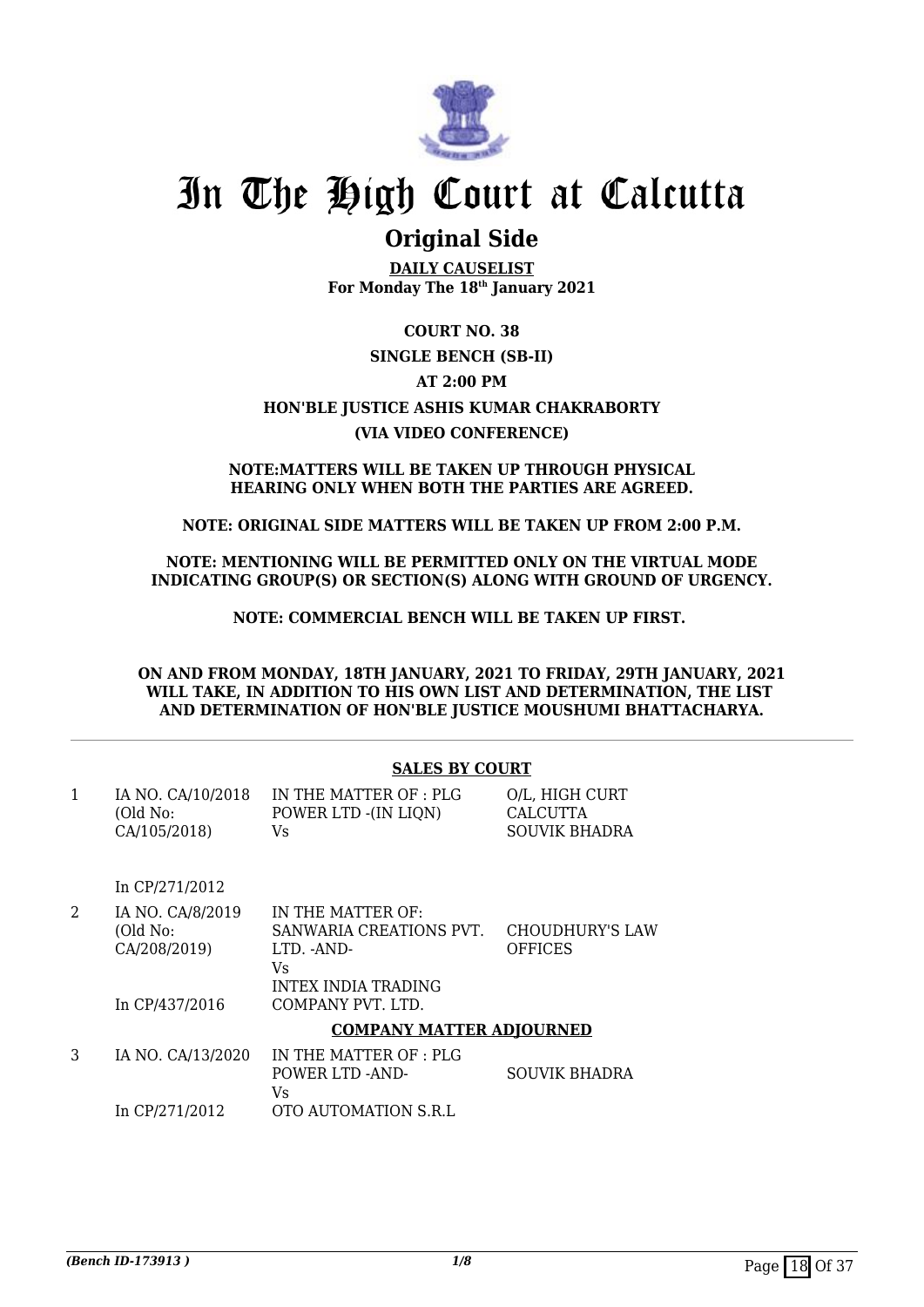# In The High Court at Calcutta

## Original Side

**DAILY CAUSELIST**
**For Monday The 18th January 2021**

**COURT NO. 38**

**SINGLE BENCH (SB-II)**

**AT 2:00 PM**

**HON'BLE JUSTICE ASHIS KUMAR CHAKRABORTY**

**(VIA VIDEO CONFERENCE)**

**NOTE:MATTERS WILL BE TAKEN UP THROUGH PHYSICAL HEARING ONLY WHEN BOTH THE PARTIES ARE AGREED.**

**NOTE: ORIGINAL SIDE MATTERS WILL BE TAKEN UP FROM 2:00 P.M.**

**NOTE: MENTIONING WILL BE PERMITTED ONLY ON THE VIRTUAL MODE INDICATING GROUP(S) OR SECTION(S) ALONG WITH GROUND OF URGENCY.**

**NOTE: COMMERCIAL BENCH WILL BE TAKEN UP FIRST.**

**ON AND FROM MONDAY, 18TH JANUARY, 2021 TO FRIDAY, 29TH JANUARY, 2021 WILL TAKE, IN ADDITION TO HIS OWN LIST AND DETERMINATION, THE LIST AND DETERMINATION OF HON'BLE JUSTICE MOUSHUMI BHATTACHARYA.**

**SALES BY COURT**

| | | | |
|---|---|---|---|
| 1 | IA NO. CA/10/2018 (Old No: CA/105/2018)<br><br>In CP/271/2012 | IN THE MATTER OF : PLG POWER LTD -(IN LIQN)<br>Vs | O/L, HIGH CURT CALCUTTA<br>SOUVIK BHADRA |
| 2 | IA NO. CA/8/2019 (Old No: CA/208/2019)<br><br>In CP/437/2016 | IN THE MATTER OF: SANWARIA CREATIONS PVT. LTD. -AND-<br>Vs<br>INTEX INDIA TRADING COMPANY PVT. LTD. | CHOUDHURY'S LAW OFFICES |

**COMPANY MATTER ADJOURNED**

| | | | |
|---|---|---|---|
| 3 | IA NO. CA/13/2020<br><br>In CP/271/2012 | IN THE MATTER OF : PLG POWER LTD -AND-<br>Vs<br>OTO AUTOMATION S.R.L | SOUVIK BHADRA |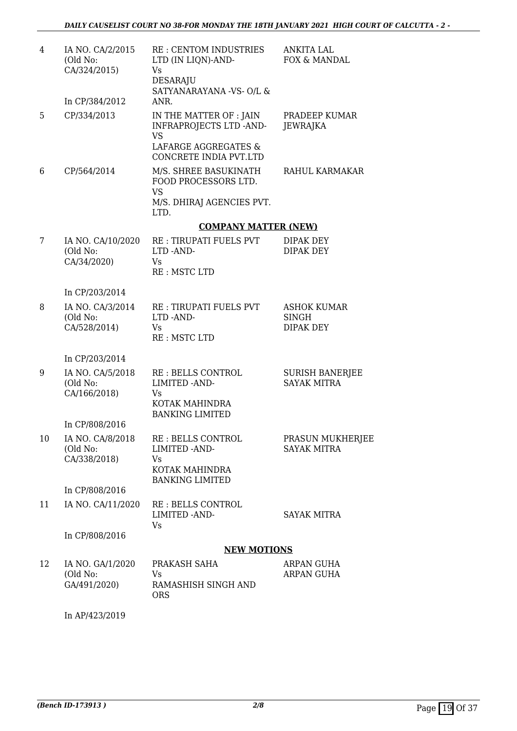| | | | |
|---|---|---|---|
| 4 | IA NO. CA/2/2015 (Old No: CA/324/2015) In CP/384/2012 | RE : CENTOM INDUSTRIES LTD (IN LIQN)-AND- Vs DESARAJU SATYANARAYANA -VS- O/L & ANR. | ANKITA LAL FOX & MANDAL |
| 5 | CP/334/2013 | IN THE MATTER OF : JAIN INFRAPROJECTS LTD -AND- VS LAFARGE AGGREGATES & CONCRETE INDIA PVT.LTD | PRADEEP KUMAR JEWRAJKA |
| 6 | CP/564/2014 | M/S. SHREE BASUKINATH FOOD PROCESSORS LTD. VS M/S. DHIRAJ AGENCIES PVT. LTD. | RAHUL KARMAKAR |

**COMPANY MATTER (NEW)**

| | | | |
|---|---|---|---|
| 7 | IA NO. CA/10/2020 (Old No: CA/34/2020) In CP/203/2014 | RE : TIRUPATI FUELS PVT LTD -AND- Vs RE : MSTC LTD | DIPAK DEY DIPAK DEY |
| 8 | IA NO. CA/3/2014 (Old No: CA/528/2014) In CP/203/2014 | RE : TIRUPATI FUELS PVT LTD -AND- Vs RE : MSTC LTD | ASHOK KUMAR SINGH DIPAK DEY |
| 9 | IA NO. CA/5/2018 (Old No: CA/166/2018) In CP/808/2016 | RE : BELLS CONTROL LIMITED -AND- Vs KOTAK MAHINDRA BANKING LIMITED | SURISH BANERJEE SAYAK MITRA |
| 10 | IA NO. CA/8/2018 (Old No: CA/338/2018) In CP/808/2016 | RE : BELLS CONTROL LIMITED -AND- Vs KOTAK MAHINDRA BANKING LIMITED | PRASUN MUKHERJEE SAYAK MITRA |
| 11 | IA NO. CA/11/2020 In CP/808/2016 | RE : BELLS CONTROL LIMITED -AND- Vs | SAYAK MITRA |

**NEW MOTIONS**

| | | | |
|---|---|---|---|
| 12 | IA NO. GA/1/2020 (Old No: GA/491/2020) In AP/423/2019 | PRAKASH SAHA Vs RAMASHISH SINGH AND ORS | ARPAN GUHA ARPAN GUHA |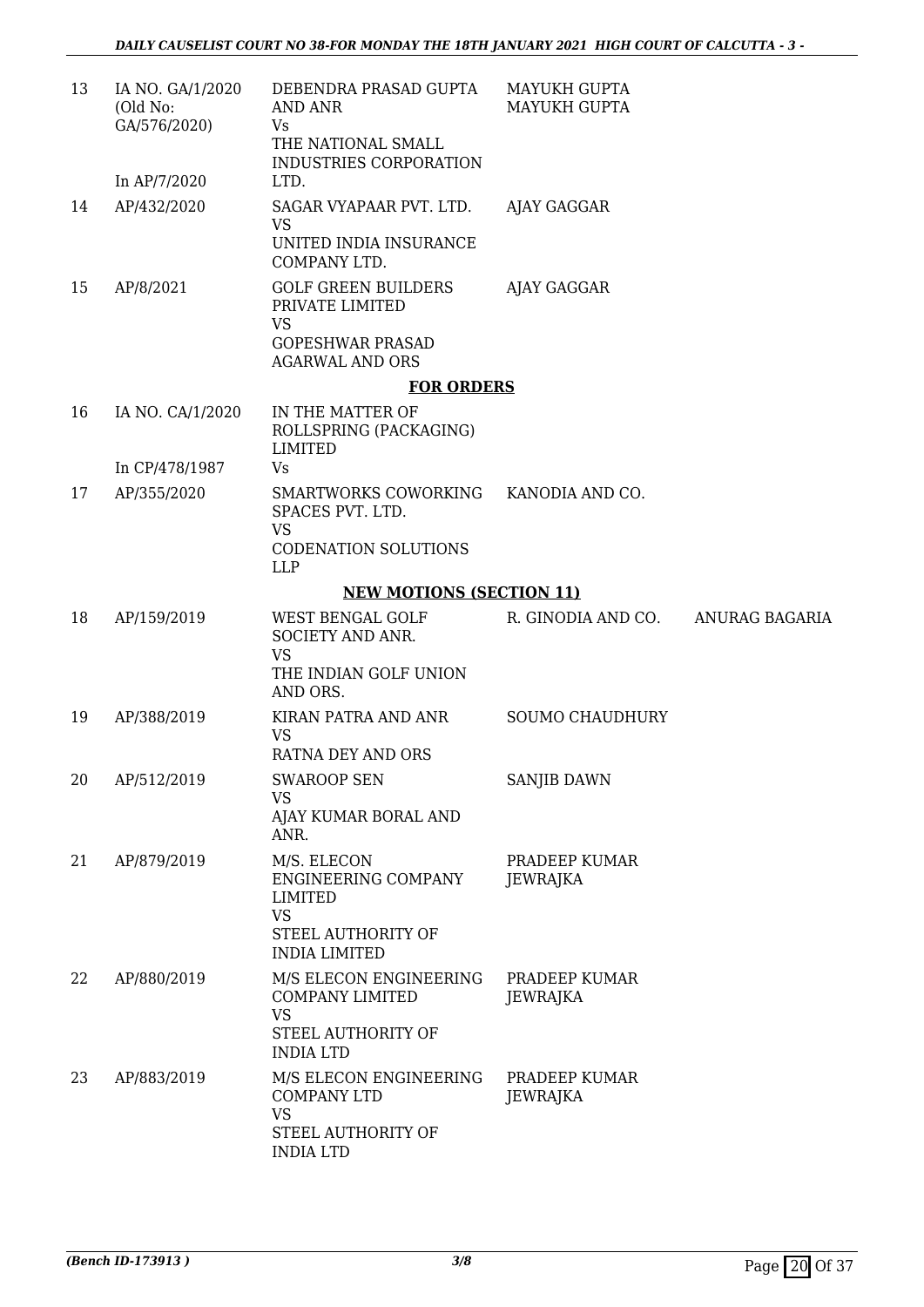| | | | | |
|---|---|---|---|---|
| 13 | IA NO. GA/1/2020 (Old No: GA/576/2020) In AP/7/2020 | DEBENDRA PRASAD GUPTA AND ANR Vs THE NATIONAL SMALL INDUSTRIES CORPORATION LTD. | MAYUKH GUPTA MAYUKH GUPTA | |
| 14 | AP/432/2020 | SAGAR VYAPAAR PVT. LTD. VS UNITED INDIA INSURANCE COMPANY LTD. | AJAY GAGGAR | |
| 15 | AP/8/2021 | GOLF GREEN BUILDERS PRIVATE LIMITED VS GOPESHWAR PRASAD AGARWAL AND ORS | AJAY GAGGAR | |

**FOR ORDERS**

| | | | | |
|---|---|---|---|---|
| 16 | IA NO. CA/1/2020 In CP/478/1987 | IN THE MATTER OF ROLLSPRING (PACKAGING) LIMITED Vs | | |
| 17 | AP/355/2020 | SMARTWORKS COWORKING SPACES PVT. LTD. VS CODENATION SOLUTIONS LLP | KANODIA AND CO. | |

**NEW MOTIONS (SECTION 11)**

| | | | | |
|---|---|---|---|---|
| 18 | AP/159/2019 | WEST BENGAL GOLF SOCIETY AND ANR. VS THE INDIAN GOLF UNION AND ORS. | R. GINODIA AND CO. | ANURAG BAGARIA |
| 19 | AP/388/2019 | KIRAN PATRA AND ANR VS RATNA DEY AND ORS | SOUMO CHAUDHURY | |
| 20 | AP/512/2019 | SWAROOP SEN VS AJAY KUMAR BORAL AND ANR. | SANJIB DAWN | |
| 21 | AP/879/2019 | M/S. ELECON ENGINEERING COMPANY LIMITED VS STEEL AUTHORITY OF INDIA LIMITED | PRADEEP KUMAR JEWRAJKA | |
| 22 | AP/880/2019 | M/S ELECON ENGINEERING COMPANY LIMITED VS STEEL AUTHORITY OF INDIA LTD | PRADEEP KUMAR JEWRAJKA | |
| 23 | AP/883/2019 | M/S ELECON ENGINEERING COMPANY LTD VS STEEL AUTHORITY OF INDIA LTD | PRADEEP KUMAR JEWRAJKA | |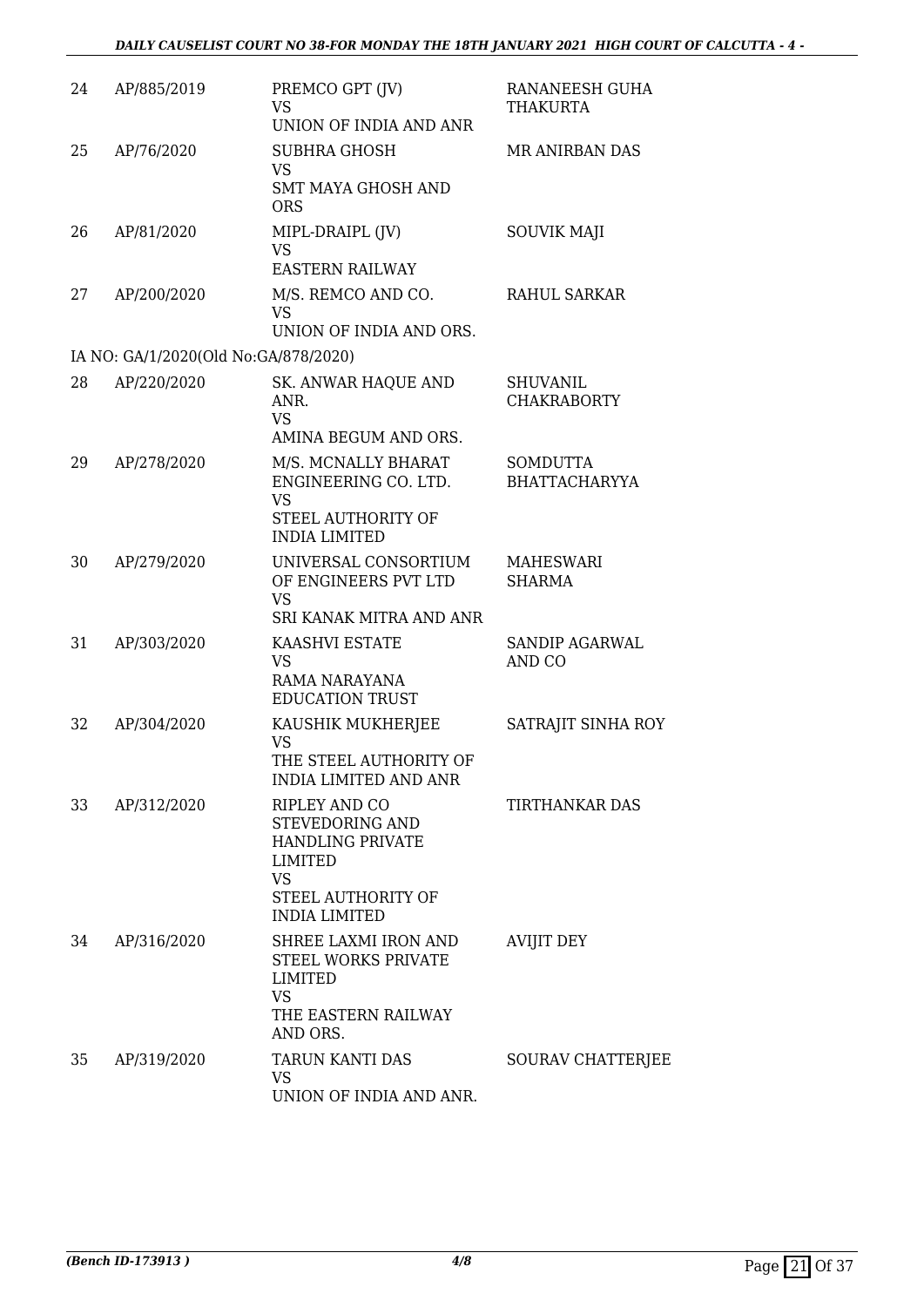| | | | |
|---|---|---|---|
| 24 | AP/885/2019 | PREMCO GPT (JV)<br>VS<br>UNION OF INDIA AND ANR | RANANEESH GUHA THAKURTA |
| 25 | AP/76/2020 | SUBHRA GHOSH<br>VS<br>SMT MAYA GHOSH AND ORS | MR ANIRBAN DAS |
| 26 | AP/81/2020 | MIPL-DRAIPL (JV)<br>VS<br>EASTERN RAILWAY | SOUVIK MAJI |
| 27 | AP/200/2020 | M/S. REMCO AND CO.<br>VS<br>UNION OF INDIA AND ORS. | RAHUL SARKAR |
| IA NO: GA/1/2020(Old No:GA/878/2020) | | | |
| 28 | AP/220/2020 | SK. ANWAR HAQUE AND ANR.<br>VS<br>AMINA BEGUM AND ORS. | SHUVANIL CHAKRABORTY |
| 29 | AP/278/2020 | M/S. MCNALLY BHARAT ENGINEERING CO. LTD.<br>VS<br>STEEL AUTHORITY OF INDIA LIMITED | SOMDUTTA BHATTACHARYYA |
| 30 | AP/279/2020 | UNIVERSAL CONSORTIUM OF ENGINEERS PVT LTD<br>VS<br>SRI KANAK MITRA AND ANR | MAHESWARI SHARMA |
| 31 | AP/303/2020 | KAASHVI ESTATE<br>VS<br>RAMA NARAYANA EDUCATION TRUST | SANDIP AGARWAL AND CO |
| 32 | AP/304/2020 | KAUSHIK MUKHERJEE<br>VS<br>THE STEEL AUTHORITY OF INDIA LIMITED AND ANR | SATRAJIT SINHA ROY |
| 33 | AP/312/2020 | RIPLEY AND CO STEVEDORING AND HANDLING PRIVATE LIMITED<br>VS<br>STEEL AUTHORITY OF INDIA LIMITED | TIRTHANKAR DAS |
| 34 | AP/316/2020 | SHREE LAXMI IRON AND STEEL WORKS PRIVATE LIMITED<br>VS<br>THE EASTERN RAILWAY AND ORS. | AVIJIT DEY |
| 35 | AP/319/2020 | TARUN KANTI DAS<br>VS<br>UNION OF INDIA AND ANR. | SOURAV CHATTERJEE |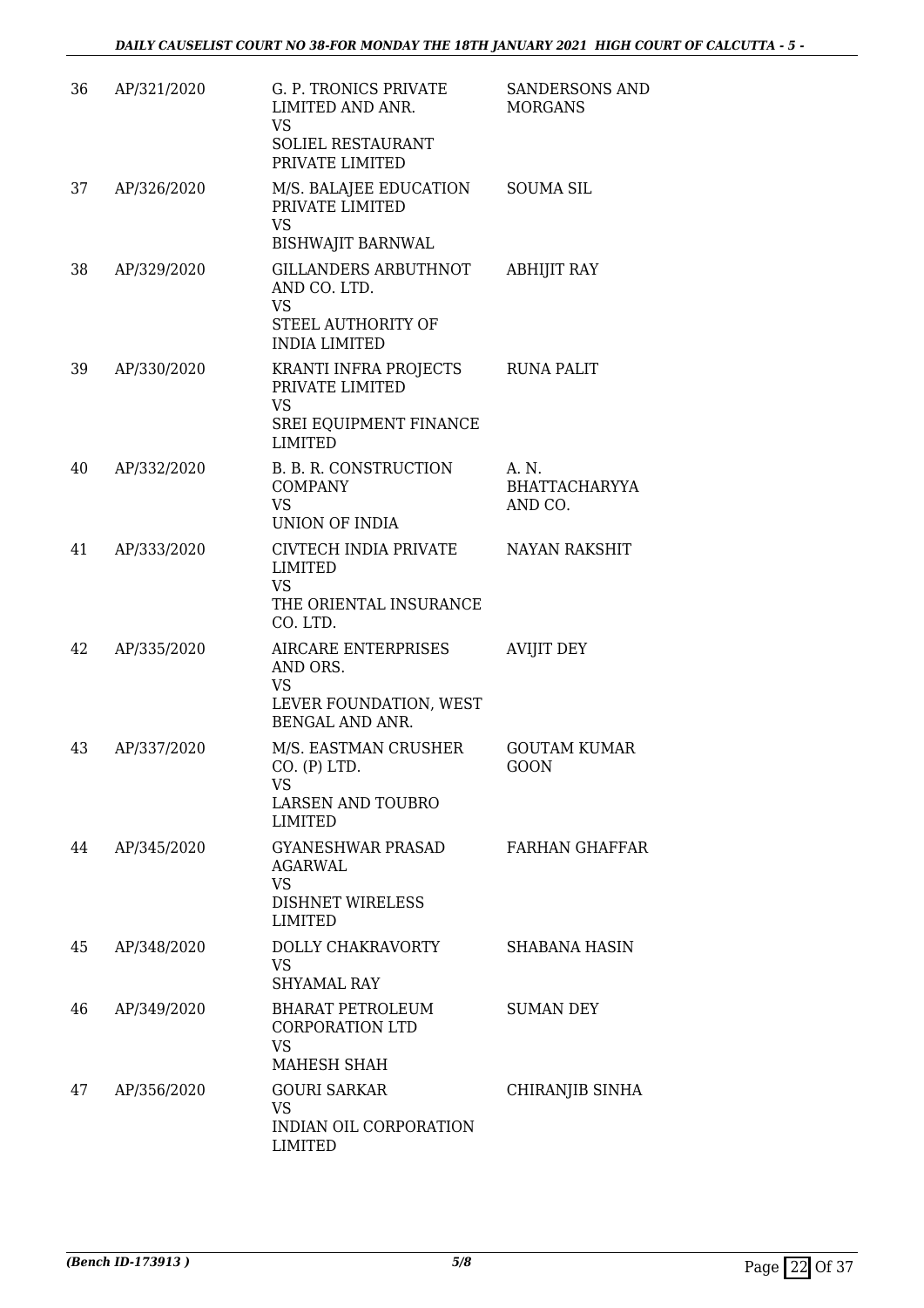| | | | |
|---|---|---|---|
| 36 | AP/321/2020 | G. P. TRONICS PRIVATE LIMITED AND ANR.<br>VS<br>SOLIEL RESTAURANT PRIVATE LIMITED | SANDERSONS AND MORGANS |
| 37 | AP/326/2020 | M/S. BALAJEE EDUCATION PRIVATE LIMITED<br>VS<br>BISHWAJIT BARNWAL | SOUMA SIL |
| 38 | AP/329/2020 | GILLANDERS ARBUTHNOT AND CO. LTD.<br>VS<br>STEEL AUTHORITY OF INDIA LIMITED | ABHIJIT RAY |
| 39 | AP/330/2020 | KRANTI INFRA PROJECTS PRIVATE LIMITED<br>VS<br>SREI EQUIPMENT FINANCE LIMITED | RUNA PALIT |
| 40 | AP/332/2020 | B. B. R. CONSTRUCTION COMPANY<br>VS<br>UNION OF INDIA | A. N. BHATTACHARYYA AND CO. |
| 41 | AP/333/2020 | CIVTECH INDIA PRIVATE LIMITED<br>VS<br>THE ORIENTAL INSURANCE CO. LTD. | NAYAN RAKSHIT |
| 42 | AP/335/2020 | AIRCARE ENTERPRISES AND ORS.<br>VS<br>LEVER FOUNDATION, WEST BENGAL AND ANR. | AVIJIT DEY |
| 43 | AP/337/2020 | M/S. EASTMAN CRUSHER CO. (P) LTD.<br>VS<br>LARSEN AND TOUBRO LIMITED | GOUTAM KUMAR GOON |
| 44 | AP/345/2020 | GYANESHWAR PRASAD AGARWAL<br>VS<br>DISHNET WIRELESS LIMITED | FARHAN GHAFFAR |
| 45 | AP/348/2020 | DOLLY CHAKRAVORTY<br>VS<br>SHYAMAL RAY | SHABANA HASIN |
| 46 | AP/349/2020 | BHARAT PETROLEUM CORPORATION LTD<br>VS<br>MAHESH SHAH | SUMAN DEY |
| 47 | AP/356/2020 | GOURI SARKAR<br>VS<br>INDIAN OIL CORPORATION LIMITED | CHIRANJIB SINHA |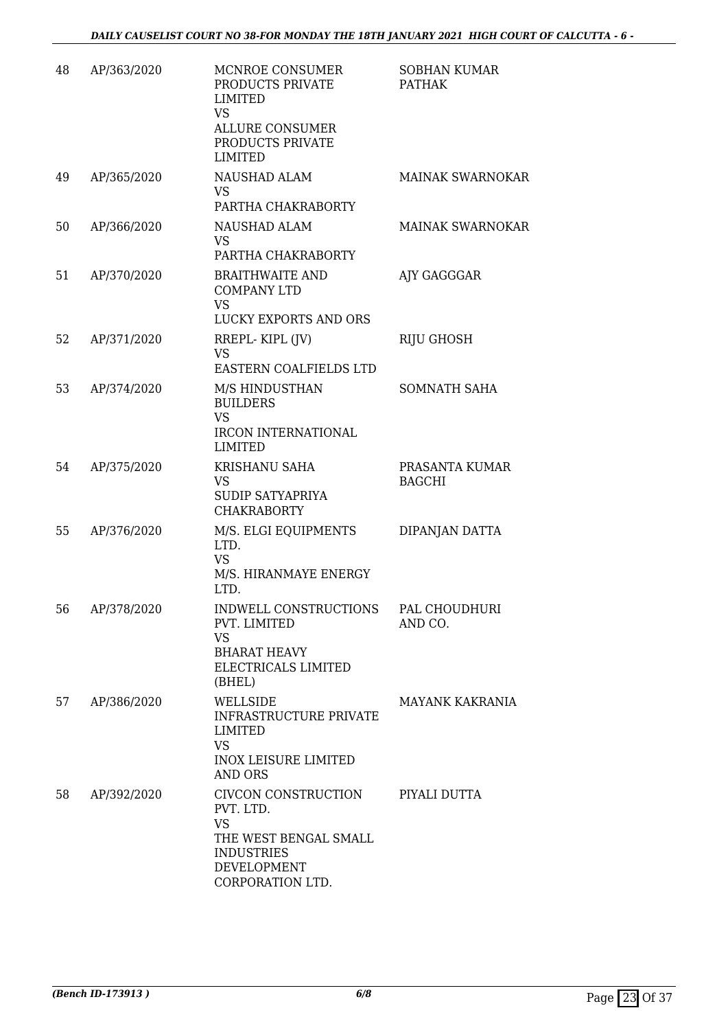| | | | |
|---|---|---|---|
| 48 | AP/363/2020 | MCNROE CONSUMER PRODUCTS PRIVATE LIMITED<br>VS<br>ALLURE CONSUMER PRODUCTS PRIVATE LIMITED | SOBHAN KUMAR PATHAK |
| 49 | AP/365/2020 | NAUSHAD ALAM<br>VS<br>PARTHA CHAKRABORTY | MAINAK SWARNOKAR |
| 50 | AP/366/2020 | NAUSHAD ALAM<br>VS<br>PARTHA CHAKRABORTY | MAINAK SWARNOKAR |
| 51 | AP/370/2020 | BRAITHWAITE AND COMPANY LTD<br>VS<br>LUCKY EXPORTS AND ORS | AJY GAGGGAR |
| 52 | AP/371/2020 | RREPL- KIPL (JV)<br>VS<br>EASTERN COALFIELDS LTD | RIJU GHOSH |
| 53 | AP/374/2020 | M/S HINDUSTHAN BUILDERS<br>VS<br>IRCON INTERNATIONAL LIMITED | SOMNATH SAHA |
| 54 | AP/375/2020 | KRISHANU SAHA<br>VS<br>SUDIP SATYAPRIYA CHAKRABORTY | PRASANTA KUMAR BAGCHI |
| 55 | AP/376/2020 | M/S. ELGI EQUIPMENTS LTD.<br>VS<br>M/S. HIRANMAYE ENERGY LTD. | DIPANJAN DATTA |
| 56 | AP/378/2020 | INDWELL CONSTRUCTIONS PVT. LIMITED<br>VS<br>BHARAT HEAVY ELECTRICALS LIMITED (BHEL) | PAL CHOUDHURI AND CO. |
| 57 | AP/386/2020 | WELLSIDE INFRASTRUCTURE PRIVATE LIMITED<br>VS<br>INOX LEISURE LIMITED AND ORS | MAYANK KAKRANIA |
| 58 | AP/392/2020 | CIVCON CONSTRUCTION PVT. LTD.<br>VS<br>THE WEST BENGAL SMALL INDUSTRIES DEVELOPMENT CORPORATION LTD. | PIYALI DUTTA |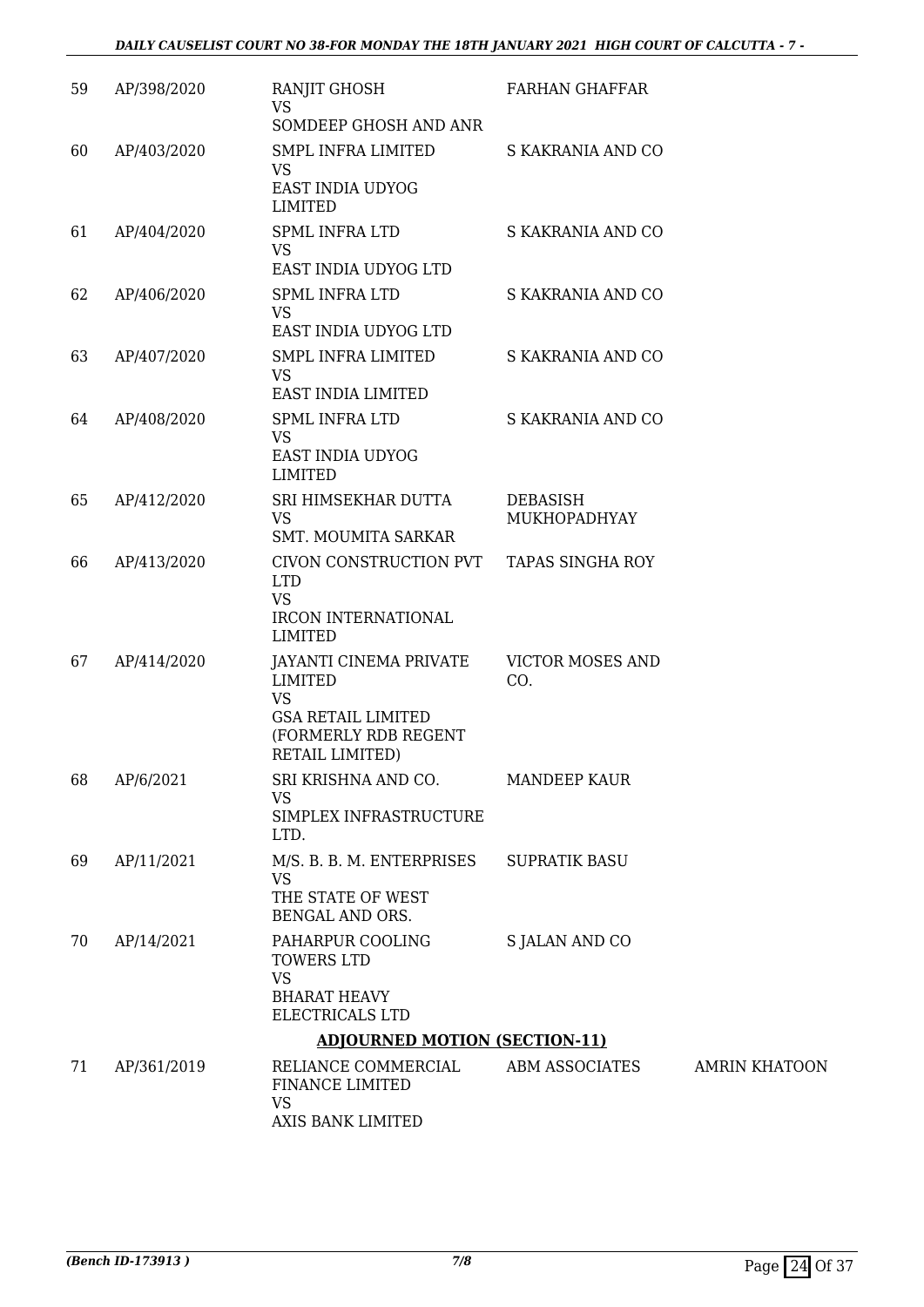| | | | | |
|---|---|---|---|---|
| 59 | AP/398/2020 | RANJIT GHOSH<br>VS<br>SOMDEEP GHOSH AND ANR | FARHAN GHAFFAR | |
| 60 | AP/403/2020 | SMPL INFRA LIMITED<br>VS<br>EAST INDIA UDYOG LIMITED | S KAKRANIA AND CO | |
| 61 | AP/404/2020 | SPML INFRA LTD<br>VS<br>EAST INDIA UDYOG LTD | S KAKRANIA AND CO | |
| 62 | AP/406/2020 | SPML INFRA LTD<br>VS<br>EAST INDIA UDYOG LTD | S KAKRANIA AND CO | |
| 63 | AP/407/2020 | SMPL INFRA LIMITED<br>VS<br>EAST INDIA LIMITED | S KAKRANIA AND CO | |
| 64 | AP/408/2020 | SPML INFRA LTD<br>VS<br>EAST INDIA UDYOG LIMITED | S KAKRANIA AND CO | |
| 65 | AP/412/2020 | SRI HIMSEKHAR DUTTA<br>VS<br>SMT. MOUMITA SARKAR | DEBASISH MUKHOPADHYAY | |
| 66 | AP/413/2020 | CIVON CONSTRUCTION PVT LTD<br>VS<br>IRCON INTERNATIONAL LIMITED | TAPAS SINGHA ROY | |
| 67 | AP/414/2020 | JAYANTI CINEMA PRIVATE LIMITED<br>VS<br>GSA RETAIL LIMITED (FORMERLY RDB REGENT RETAIL LIMITED) | VICTOR MOSES AND CO. | |
| 68 | AP/6/2021 | SRI KRISHNA AND CO.<br>VS<br>SIMPLEX INFRASTRUCTURE LTD. | MANDEEP KAUR | |
| 69 | AP/11/2021 | M/S. B. B. M. ENTERPRISES<br>VS<br>THE STATE OF WEST BENGAL AND ORS. | SUPRATIK BASU | |
| 70 | AP/14/2021 | PAHARPUR COOLING TOWERS LTD<br>VS<br>BHARAT HEAVY ELECTRICALS LTD | S JALAN AND CO | |

**ADJOURNED MOTION (SECTION-11)**

| | | | | |
|---|---|---|---|---|
| 71 | AP/361/2019 | RELIANCE COMMERCIAL FINANCE LIMITED<br>VS<br>AXIS BANK LIMITED | ABM ASSOCIATES | AMRIN KHATOON |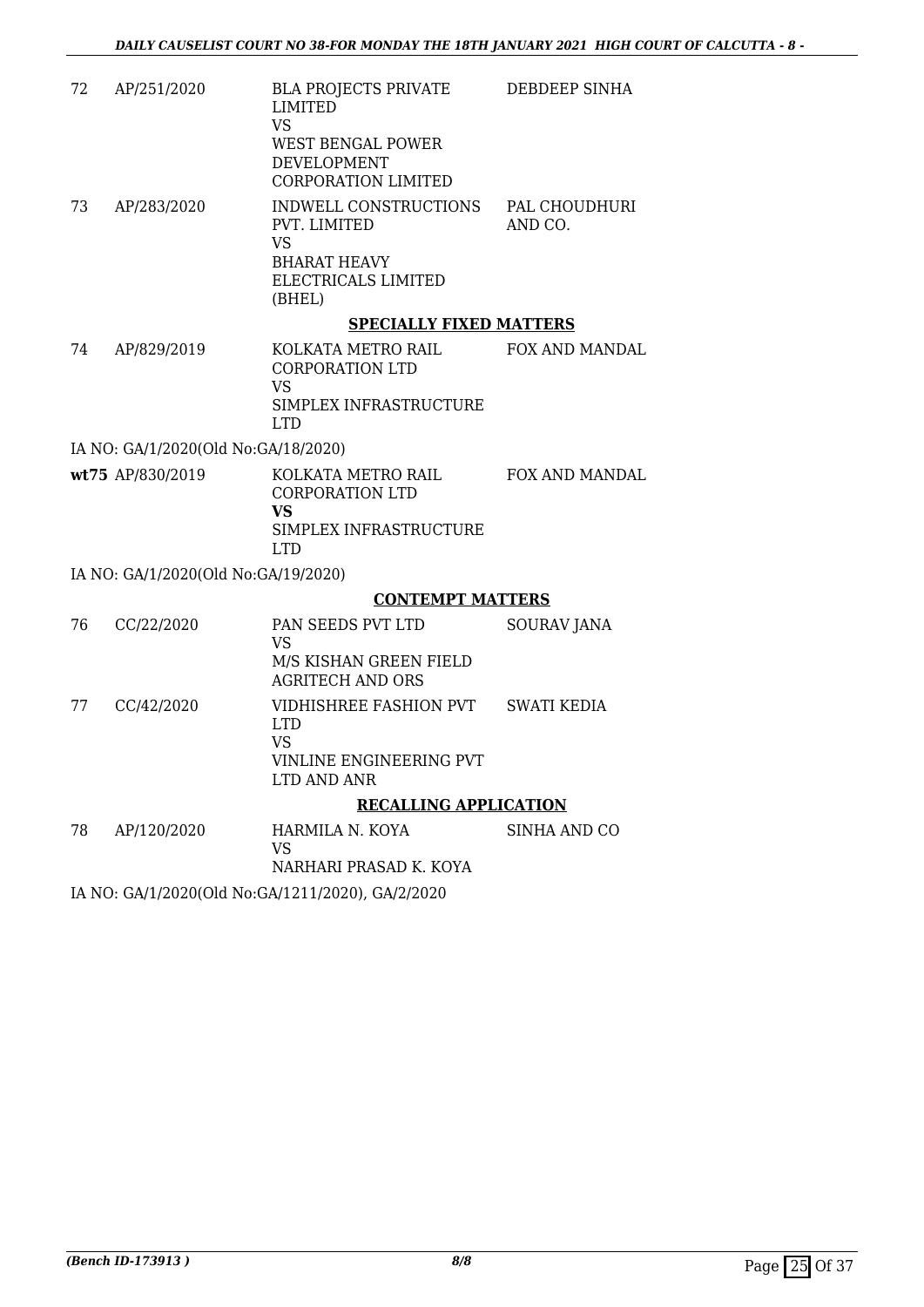| | | | |
|---|---|---|---|
| 72 | AP/251/2020 | BLA PROJECTS PRIVATE LIMITED<br>VS<br>WEST BENGAL POWER DEVELOPMENT CORPORATION LIMITED | DEBDEEP SINHA |
| 73 | AP/283/2020 | INDWELL CONSTRUCTIONS PVT. LIMITED<br>VS<br>BHARAT HEAVY ELECTRICALS LIMITED (BHEL) | PAL CHOUDHURI AND CO. |

**SPECIALLY FIXED MATTERS**

| | | | |
|---|---|---|---|
| 74 | AP/829/2019 | KOLKATA METRO RAIL CORPORATION LTD<br>VS<br>SIMPLEX INFRASTRUCTURE LTD | FOX AND MANDAL |

IA NO: GA/1/2020(Old No:GA/18/2020)

| | | | |
|---|---|---|---|
| **wt75** | AP/830/2019 | KOLKATA METRO RAIL CORPORATION LTD<br>**VS**<br>SIMPLEX INFRASTRUCTURE LTD | FOX AND MANDAL |

IA NO: GA/1/2020(Old No:GA/19/2020)

**CONTEMPT MATTERS**

| | | | |
|---|---|---|---|
| 76 | CC/22/2020 | PAN SEEDS PVT LTD<br>VS<br>M/S KISHAN GREEN FIELD AGRITECH AND ORS | SOURAV JANA |
| 77 | CC/42/2020 | VIDHISHREE FASHION PVT LTD<br>VS<br>VINLINE ENGINEERING PVT LTD AND ANR | SWATI KEDIA |

**RECALLING APPLICATION**

| | | | |
|---|---|---|---|
| 78 | AP/120/2020 | HARMILA N. KOYA<br>VS<br>NARHARI PRASAD K. KOYA | SINHA AND CO |

IA NO: GA/1/2020(Old No:GA/1211/2020), GA/2/2020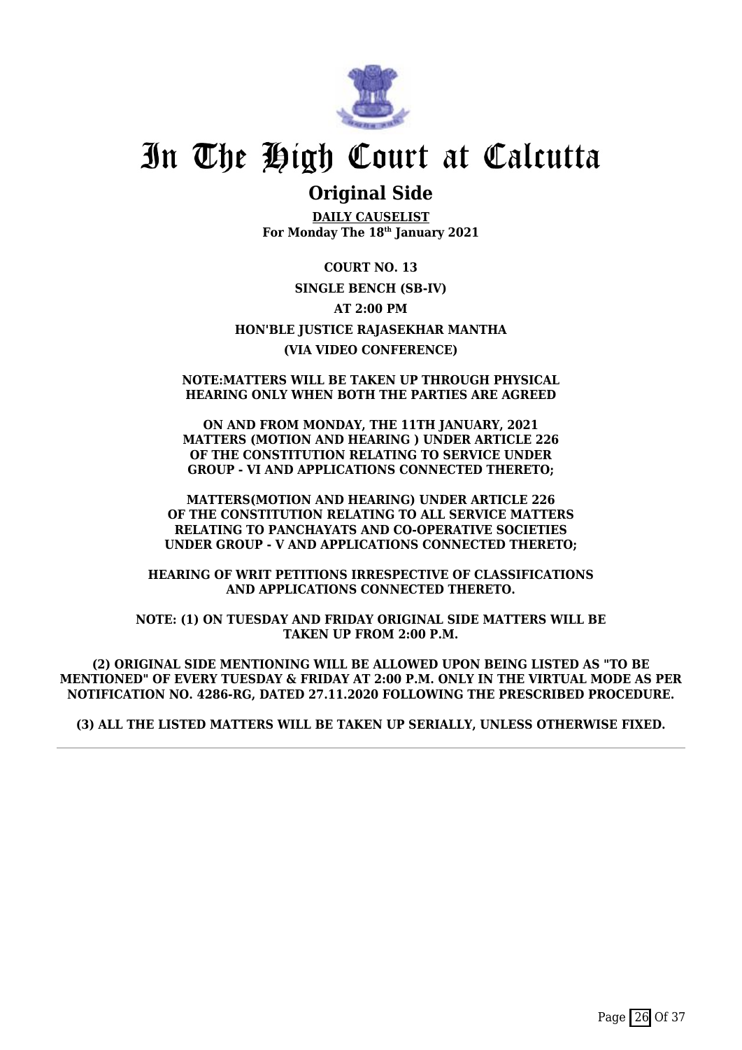# In The High Court at Calcutta

## Original Side

**DAILY CAUSELIST**
**For Monday The 18th January 2021**

**COURT NO. 13**

**SINGLE BENCH (SB-IV)**

**AT 2:00 PM**

**HON'BLE JUSTICE RAJASEKHAR MANTHA**

**(VIA VIDEO CONFERENCE)**

**NOTE:MATTERS WILL BE TAKEN UP THROUGH PHYSICAL HEARING ONLY WHEN BOTH THE PARTIES ARE AGREED**

**ON AND FROM MONDAY, THE 11TH JANUARY, 2021 MATTERS (MOTION AND HEARING ) UNDER ARTICLE 226 OF THE CONSTITUTION RELATING TO SERVICE UNDER GROUP - VI AND APPLICATIONS CONNECTED THERETO;**

**MATTERS(MOTION AND HEARING) UNDER ARTICLE 226 OF THE CONSTITUTION RELATING TO ALL SERVICE MATTERS RELATING TO PANCHAYATS AND CO-OPERATIVE SOCIETIES UNDER GROUP - V AND APPLICATIONS CONNECTED THERETO;**

**HEARING OF WRIT PETITIONS IRRESPECTIVE OF CLASSIFICATIONS AND APPLICATIONS CONNECTED THERETO.**

**NOTE: (1) ON TUESDAY AND FRIDAY ORIGINAL SIDE MATTERS WILL BE TAKEN UP FROM 2:00 P.M.**

**(2) ORIGINAL SIDE MENTIONING WILL BE ALLOWED UPON BEING LISTED AS "TO BE MENTIONED" OF EVERY TUESDAY & FRIDAY AT 2:00 P.M. ONLY IN THE VIRTUAL MODE AS PER NOTIFICATION NO. 4286-RG, DATED 27.11.2020 FOLLOWING THE PRESCRIBED PROCEDURE.**

**(3) ALL THE LISTED MATTERS WILL BE TAKEN UP SERIALLY, UNLESS OTHERWISE FIXED.**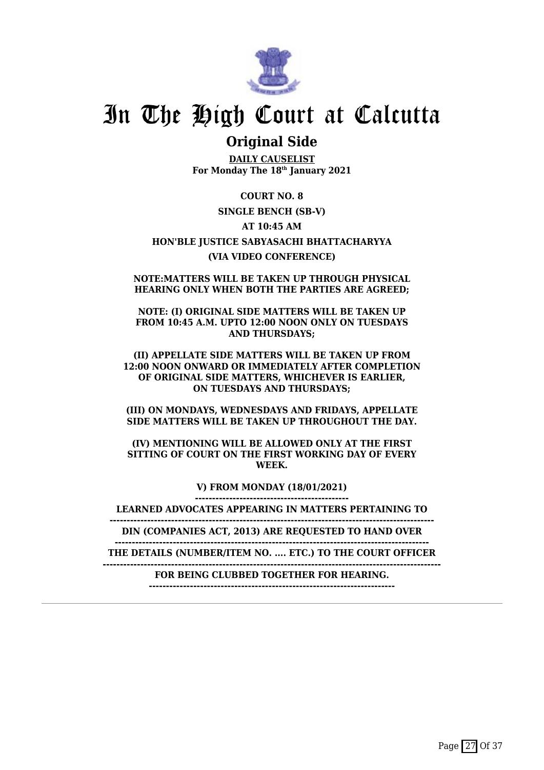# In The High Court at Calcutta

## Original Side

**DAILY CAUSELIST**
**For Monday The 18th January 2021**

**COURT NO. 8**

**SINGLE BENCH (SB-V)**

**AT 10:45 AM**

**HON'BLE JUSTICE SABYASACHI BHATTACHARYYA**

**(VIA VIDEO CONFERENCE)**

**NOTE:MATTERS WILL BE TAKEN UP THROUGH PHYSICAL HEARING ONLY WHEN BOTH THE PARTIES ARE AGREED;**

**NOTE: (I) ORIGINAL SIDE MATTERS WILL BE TAKEN UP FROM 10:45 A.M. UPTO 12:00 NOON ONLY ON TUESDAYS AND THURSDAYS;**

**(II) APPELLATE SIDE MATTERS WILL BE TAKEN UP FROM 12:00 NOON ONWARD OR IMMEDIATELY AFTER COMPLETION OF ORIGINAL SIDE MATTERS, WHICHEVER IS EARLIER, ON TUESDAYS AND THURSDAYS;**

**(III) ON MONDAYS, WEDNESDAYS AND FRIDAYS, APPELLATE SIDE MATTERS WILL BE TAKEN UP THROUGHOUT THE DAY.**

**(IV) MENTIONING WILL BE ALLOWED ONLY AT THE FIRST SITTING OF COURT ON THE FIRST WORKING DAY OF EVERY WEEK.**

**V) FROM MONDAY (18/01/2021)**
**--------------------------------------------**
**LEARNED ADVOCATES APPEARING IN MATTERS PERTAINING TO**
**-----------------------------------------------------------------------------------------------**
**DIN (COMPANIES ACT, 2013) ARE REQUESTED TO HAND OVER**
**-------------------------------------------------------------------------------------------**
**THE DETAILS (NUMBER/ITEM NO. .... ETC.) TO THE COURT OFFICER**
**---------------------------------------------------------------------------------------------------**
**FOR BEING CLUBBED TOGETHER FOR HEARING.**
**----------------------------------------------------------------------**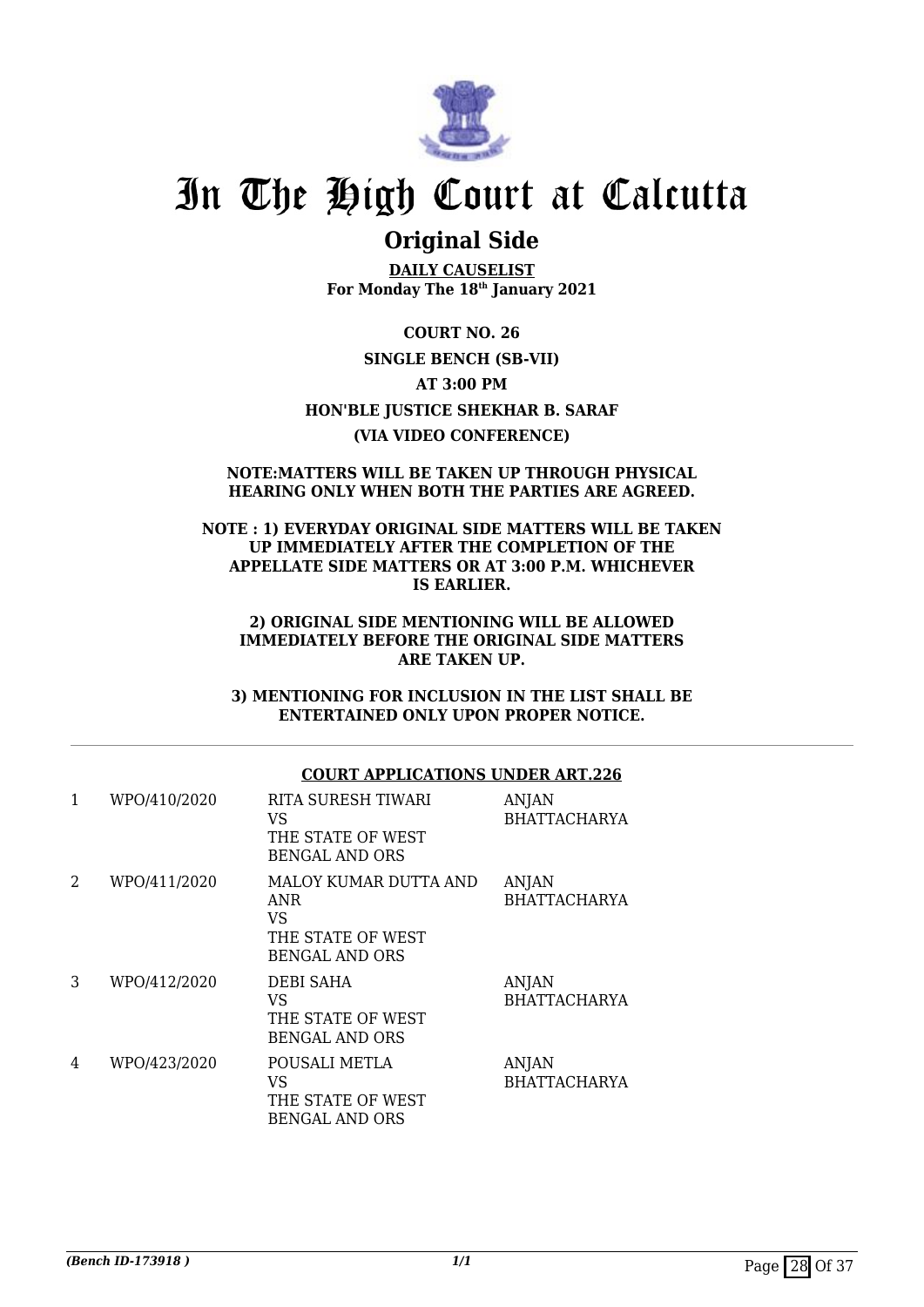# In The High Court at Calcutta

## Original Side

**DAILY CAUSELIST**
**For Monday The 18th January 2021**

**COURT NO. 26**

**SINGLE BENCH (SB-VII)**

**AT 3:00 PM**

**HON'BLE JUSTICE SHEKHAR B. SARAF**

**(VIA VIDEO CONFERENCE)**

**NOTE:MATTERS WILL BE TAKEN UP THROUGH PHYSICAL HEARING ONLY WHEN BOTH THE PARTIES ARE AGREED.**

**NOTE : 1) EVERYDAY ORIGINAL SIDE MATTERS WILL BE TAKEN UP IMMEDIATELY AFTER THE COMPLETION OF THE APPELLATE SIDE MATTERS OR AT 3:00 P.M. WHICHEVER IS EARLIER.**

**2) ORIGINAL SIDE MENTIONING WILL BE ALLOWED IMMEDIATELY BEFORE THE ORIGINAL SIDE MATTERS ARE TAKEN UP.**

**3) MENTIONING FOR INCLUSION IN THE LIST SHALL BE ENTERTAINED ONLY UPON PROPER NOTICE.**

**COURT APPLICATIONS UNDER ART.226**

| | | | |
|---|---|---|---|
| 1 | WPO/410/2020 | RITA SURESH TIWARI<br>VS<br>THE STATE OF WEST BENGAL AND ORS | ANJAN BHATTACHARYA |
| 2 | WPO/411/2020 | MALOY KUMAR DUTTA AND ANR<br>VS<br>THE STATE OF WEST BENGAL AND ORS | ANJAN BHATTACHARYA |
| 3 | WPO/412/2020 | DEBI SAHA<br>VS<br>THE STATE OF WEST BENGAL AND ORS | ANJAN BHATTACHARYA |
| 4 | WPO/423/2020 | POUSALI METLA<br>VS<br>THE STATE OF WEST BENGAL AND ORS | ANJAN BHATTACHARYA |

*(Bench ID-173918 )*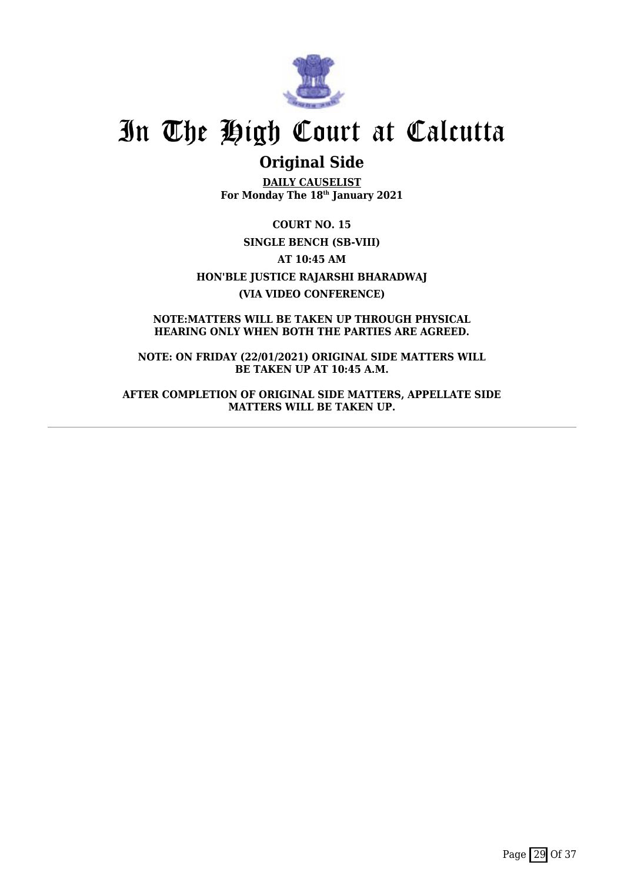# In The High Court at Calcutta

## Original Side

**DAILY CAUSELIST**
**For Monday The 18th January 2021**

**COURT NO. 15**

**SINGLE BENCH (SB-VIII)**

**AT 10:45 AM**

**HON'BLE JUSTICE RAJARSHI BHARADWAJ**

**(VIA VIDEO CONFERENCE)**

**NOTE:MATTERS WILL BE TAKEN UP THROUGH PHYSICAL HEARING ONLY WHEN BOTH THE PARTIES ARE AGREED.**

**NOTE: ON FRIDAY (22/01/2021) ORIGINAL SIDE MATTERS WILL BE TAKEN UP AT 10:45 A.M.**

**AFTER COMPLETION OF ORIGINAL SIDE MATTERS, APPELLATE SIDE MATTERS WILL BE TAKEN UP.**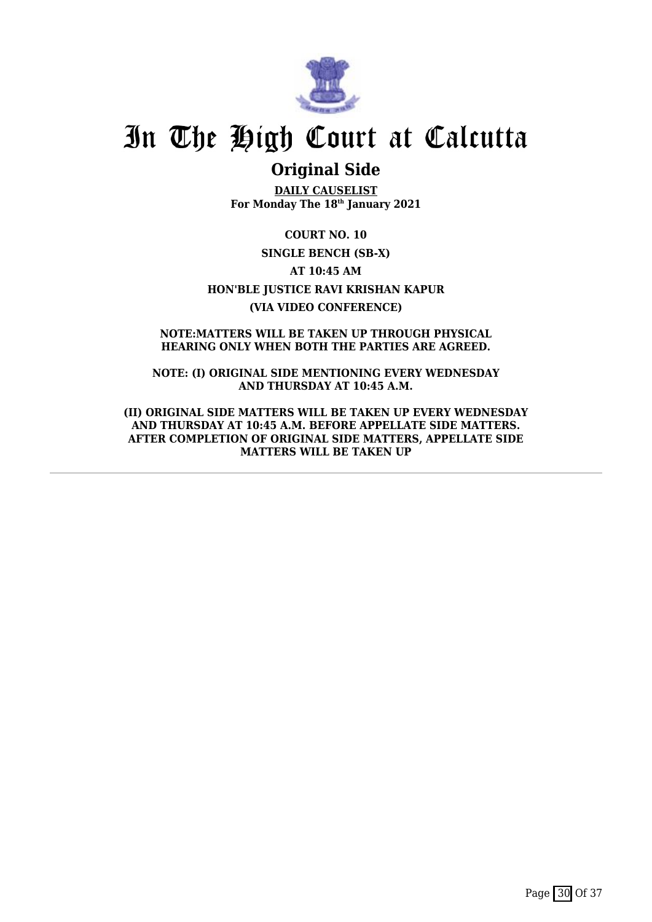# In The High Court at Calcutta

## Original Side

**DAILY CAUSELIST**
**For Monday The 18th January 2021**

**COURT NO. 10**

**SINGLE BENCH (SB-X)**

**AT 10:45 AM**

**HON'BLE JUSTICE RAVI KRISHAN KAPUR**

**(VIA VIDEO CONFERENCE)**

**NOTE:MATTERS WILL BE TAKEN UP THROUGH PHYSICAL HEARING ONLY WHEN BOTH THE PARTIES ARE AGREED.**

**NOTE: (I) ORIGINAL SIDE MENTIONING EVERY WEDNESDAY AND THURSDAY AT 10:45 A.M.**

**(II) ORIGINAL SIDE MATTERS WILL BE TAKEN UP EVERY WEDNESDAY AND THURSDAY AT 10:45 A.M. BEFORE APPELLATE SIDE MATTERS. AFTER COMPLETION OF ORIGINAL SIDE MATTERS, APPELLATE SIDE MATTERS WILL BE TAKEN UP**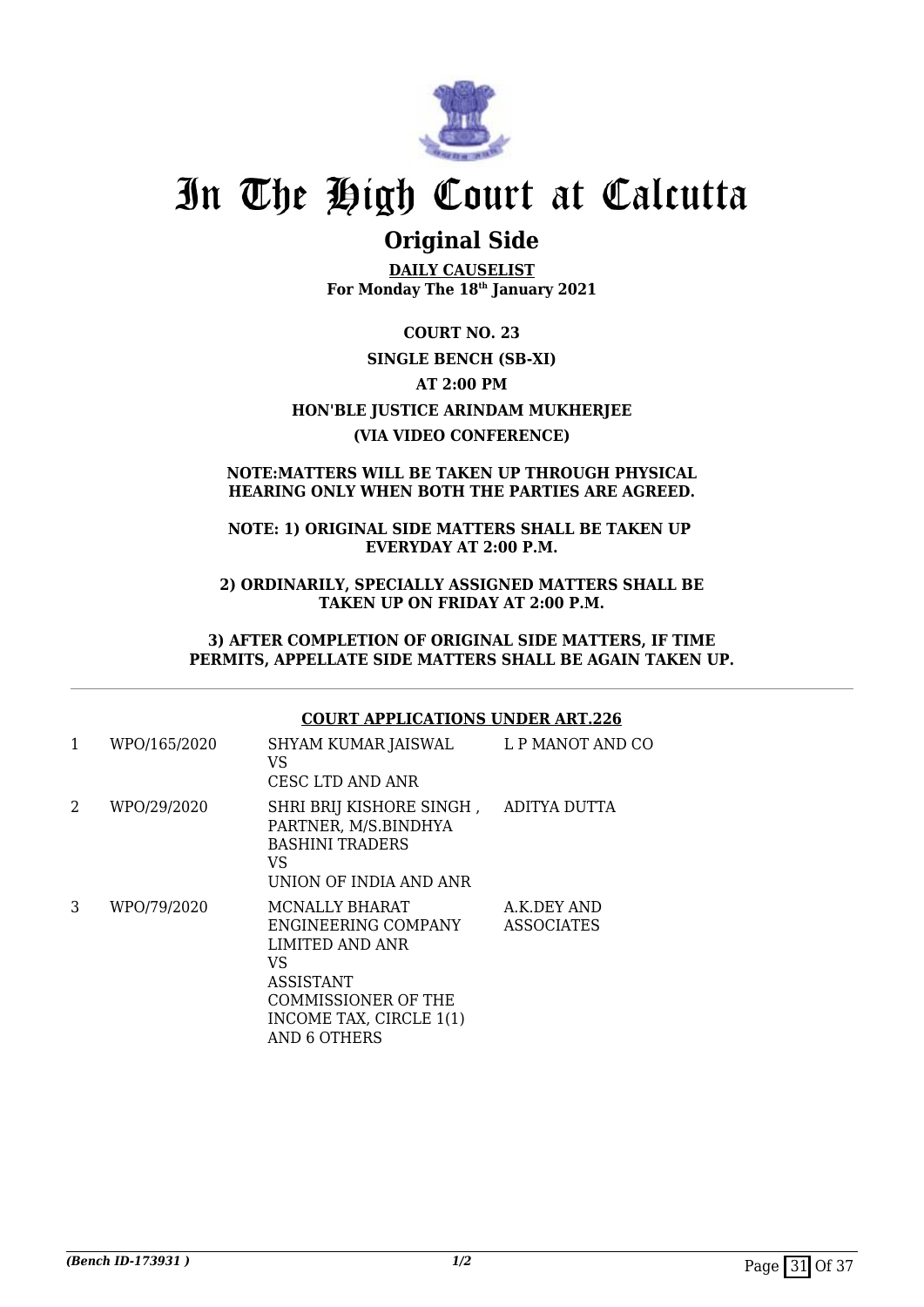# In The High Court at Calcutta

## Original Side

**DAILY CAUSELIST**
**For Monday The 18th January 2021**

**COURT NO. 23**

**SINGLE BENCH (SB-XI)**

**AT 2:00 PM**

**HON'BLE JUSTICE ARINDAM MUKHERJEE**

**(VIA VIDEO CONFERENCE)**

**NOTE:MATTERS WILL BE TAKEN UP THROUGH PHYSICAL HEARING ONLY WHEN BOTH THE PARTIES ARE AGREED.**

**NOTE: 1) ORIGINAL SIDE MATTERS SHALL BE TAKEN UP EVERYDAY AT 2:00 P.M.**

**2) ORDINARILY, SPECIALLY ASSIGNED MATTERS SHALL BE TAKEN UP ON FRIDAY AT 2:00 P.M.**

**3) AFTER COMPLETION OF ORIGINAL SIDE MATTERS, IF TIME PERMITS, APPELLATE SIDE MATTERS SHALL BE AGAIN TAKEN UP.**

**COURT APPLICATIONS UNDER ART.226**

| | | | |
|---|---|---|---|
| 1 | WPO/165/2020 | SHYAM KUMAR JAISWAL<br>VS<br>CESC LTD AND ANR | L P MANOT AND CO |
| 2 | WPO/29/2020 | SHRI BRIJ KISHORE SINGH , PARTNER, M/S.BINDHYA BASHINI TRADERS<br>VS<br>UNION OF INDIA AND ANR | ADITYA DUTTA |
| 3 | WPO/79/2020 | MCNALLY BHARAT ENGINEERING COMPANY LIMITED AND ANR<br>VS<br>ASSISTANT COMMISSIONER OF THE INCOME TAX, CIRCLE 1(1) AND 6 OTHERS | A.K.DEY AND ASSOCIATES |

*(Bench ID-173931 )* 1/2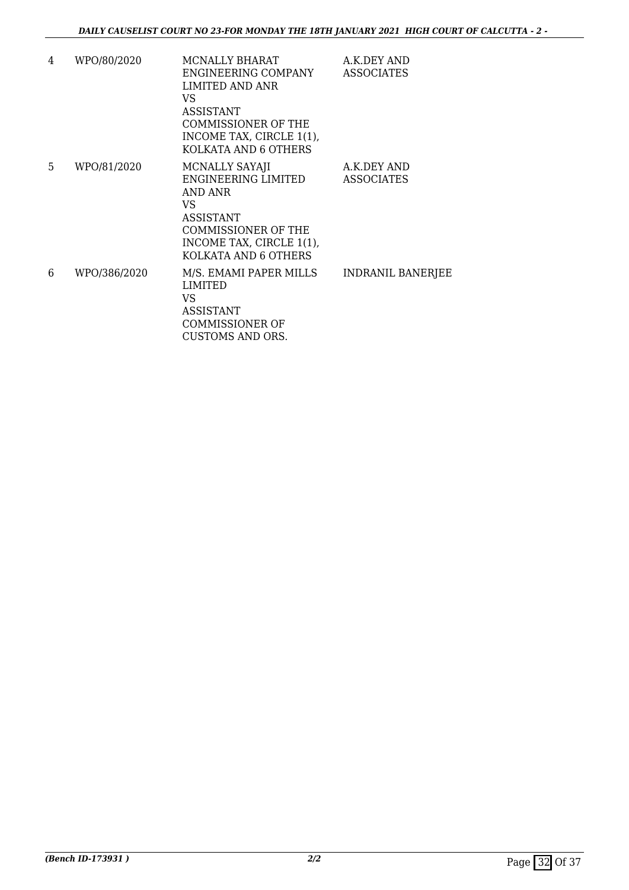| 4 | WPO/80/2020 | MCNALLY BHARAT ENGINEERING COMPANY LIMITED AND ANR<br>VS<br>ASSISTANT COMMISSIONER OF THE INCOME TAX, CIRCLE 1(1), KOLKATA AND 6 OTHERS | A.K.DEY AND ASSOCIATES |
|---|---|---|---|
| 5 | WPO/81/2020 | MCNALLY SAYAJI ENGINEERING LIMITED AND ANR<br>VS<br>ASSISTANT COMMISSIONER OF THE INCOME TAX, CIRCLE 1(1), KOLKATA AND 6 OTHERS | A.K.DEY AND ASSOCIATES |
| 6 | WPO/386/2020 | M/S. EMAMI PAPER MILLS LIMITED<br>VS<br>ASSISTANT COMMISSIONER OF CUSTOMS AND ORS. | INDRANIL BANERJEE |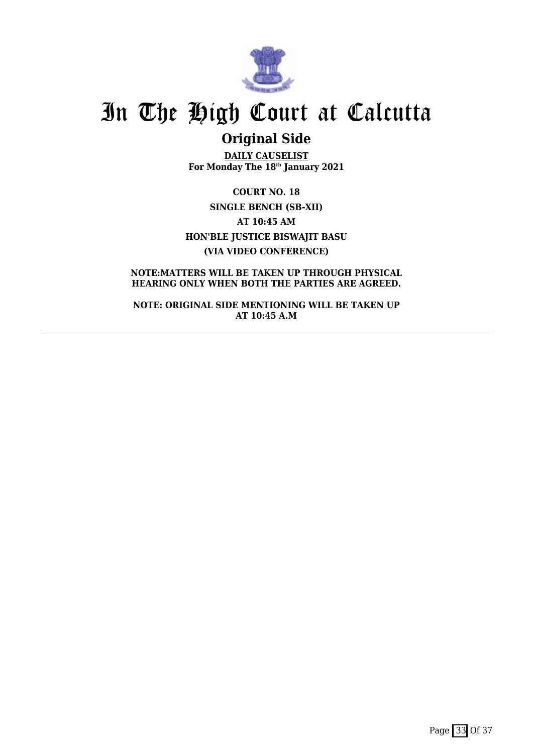# In The High Court at Calcutta

## Original Side

**DAILY CAUSELIST**
**For Monday The 18th January 2021**

**COURT NO. 18**

**SINGLE BENCH (SB-XII)**

**AT 10:45 AM**

**HON'BLE JUSTICE BISWAJIT BASU**

**(VIA VIDEO CONFERENCE)**

**NOTE:MATTERS WILL BE TAKEN UP THROUGH PHYSICAL HEARING ONLY WHEN BOTH THE PARTIES ARE AGREED.**

**NOTE: ORIGINAL SIDE MENTIONING WILL BE TAKEN UP AT 10:45 A.M**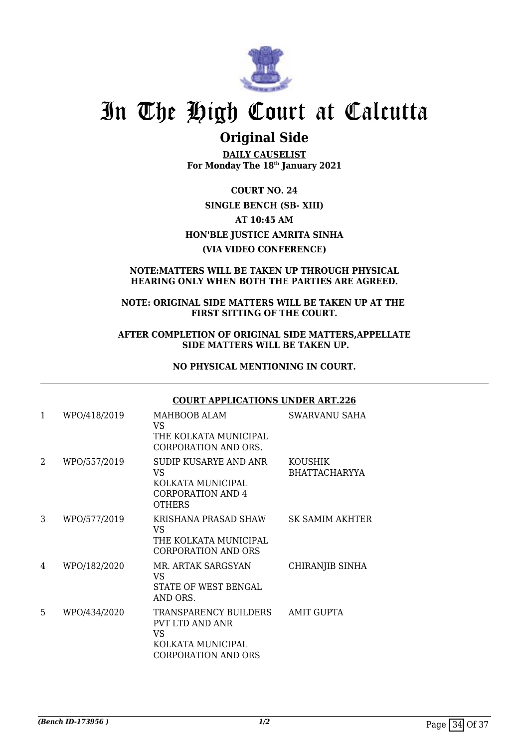# In The High Court at Calcutta

## Original Side

**DAILY CAUSELIST**
**For Monday The 18th January 2021**

**COURT NO. 24**

**SINGLE BENCH (SB- XIII)**

**AT 10:45 AM**

**HON'BLE JUSTICE AMRITA SINHA**

**(VIA VIDEO CONFERENCE)**

**NOTE:MATTERS WILL BE TAKEN UP THROUGH PHYSICAL HEARING ONLY WHEN BOTH THE PARTIES ARE AGREED.**

**NOTE: ORIGINAL SIDE MATTERS WILL BE TAKEN UP AT THE FIRST SITTING OF THE COURT.**

**AFTER COMPLETION OF ORIGINAL SIDE MATTERS,APPELLATE SIDE MATTERS WILL BE TAKEN UP.**

**NO PHYSICAL MENTIONING IN COURT.**

**COURT APPLICATIONS UNDER ART.226**

| | | | |
|---|---|---|---|
| 1 | WPO/418/2019 | MAHBOOB ALAM<br>VS<br>THE KOLKATA MUNICIPAL CORPORATION AND ORS. | SWARVANU SAHA |
| 2 | WPO/557/2019 | SUDIP KUSARYE AND ANR<br>VS<br>KOLKATA MUNICIPAL CORPORATION AND 4 OTHERS | KOUSHIK BHATTACHARYYA |
| 3 | WPO/577/2019 | KRISHANA PRASAD SHAW<br>VS<br>THE KOLKATA MUNICIPAL CORPORATION AND ORS | SK SAMIM AKHTER |
| 4 | WPO/182/2020 | MR. ARTAK SARGSYAN<br>VS<br>STATE OF WEST BENGAL AND ORS. | CHIRANJIB SINHA |
| 5 | WPO/434/2020 | TRANSPARENCY BUILDERS PVT LTD AND ANR<br>VS<br>KOLKATA MUNICIPAL CORPORATION AND ORS | AMIT GUPTA |

*(Bench ID-173956 )* *1/2*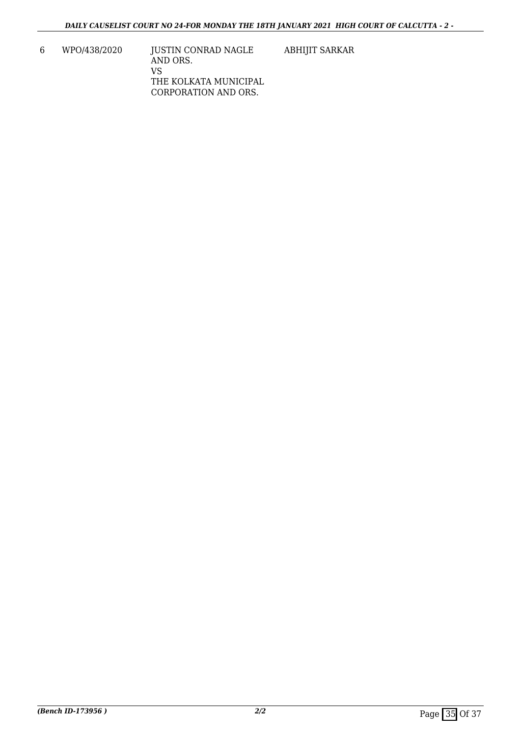| 6 | WPO/438/2020 | JUSTIN CONRAD NAGLE AND ORS. VS THE KOLKATA MUNICIPAL CORPORATION AND ORS. | ABHIJIT SARKAR |
|---|---|---|---|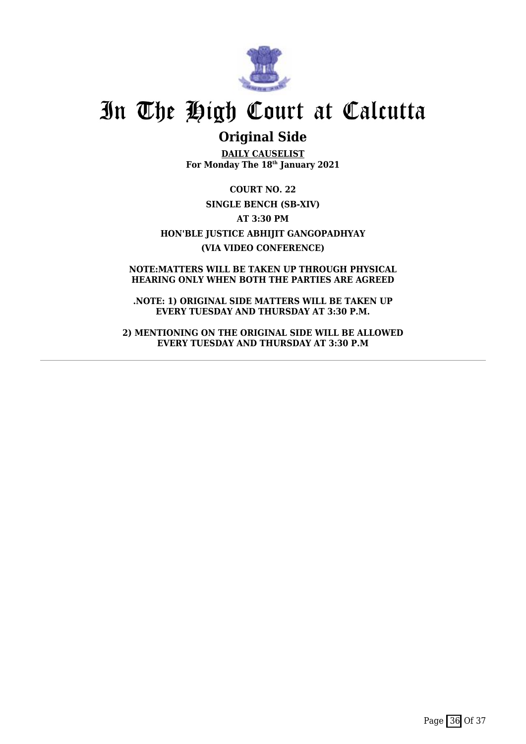# In The High Court at Calcutta

## Original Side

**DAILY CAUSELIST**
**For Monday The 18th January 2021**

**COURT NO. 22**

**SINGLE BENCH (SB-XIV)**

**AT 3:30 PM**

**HON'BLE JUSTICE ABHIJIT GANGOPADHYAY**

**(VIA VIDEO CONFERENCE)**

**NOTE:MATTERS WILL BE TAKEN UP THROUGH PHYSICAL HEARING ONLY WHEN BOTH THE PARTIES ARE AGREED**

**.NOTE: 1) ORIGINAL SIDE MATTERS WILL BE TAKEN UP EVERY TUESDAY AND THURSDAY AT 3:30 P.M.**

**2) MENTIONING ON THE ORIGINAL SIDE WILL BE ALLOWED EVERY TUESDAY AND THURSDAY AT 3:30 P.M**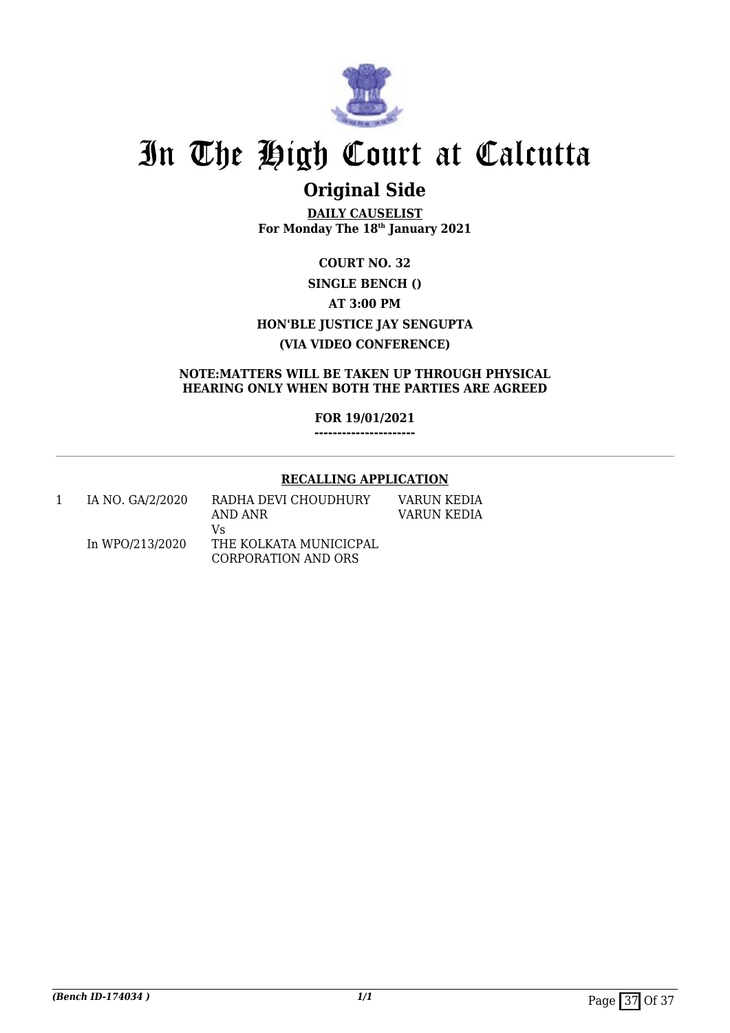# In The High Court at Calcutta

## Original Side

**DAILY CAUSELIST**
**For Monday The 18th January 2021**

**COURT NO. 32**

**SINGLE BENCH ()**

**AT 3:00 PM**

**HON'BLE JUSTICE JAY SENGUPTA**

**(VIA VIDEO CONFERENCE)**

**NOTE:MATTERS WILL BE TAKEN UP THROUGH PHYSICAL HEARING ONLY WHEN BOTH THE PARTIES ARE AGREED**

**FOR 19/01/2021**
**----------------------**

**RECALLING APPLICATION**

| | | | |
|---|---|---|---|
| 1 | IA NO. GA/2/2020<br><br>In WPO/213/2020 | RADHA DEVI CHOUDHURY AND ANR<br>Vs<br>THE KOLKATA MUNICICPAL CORPORATION AND ORS | VARUN KEDIA<br>VARUN KEDIA |

*(Bench ID-174034 )*